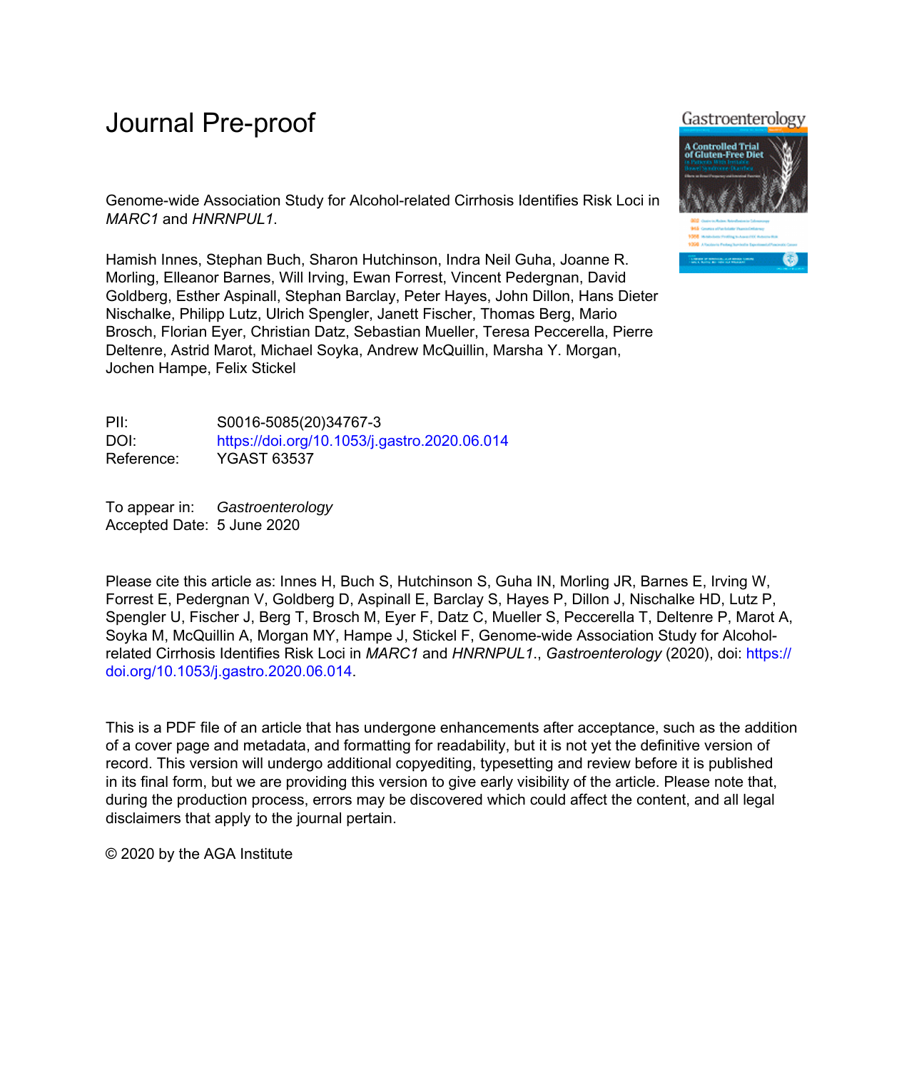# Journal Pre-proof

Genome-wide Association Study for Alcohol-related Cirrhosis Identifies Risk Loci in *MARC1* and *HNRNPUL1*.

Hamish Innes, Stephan Buch, Sharon Hutchinson, Indra Neil Guha, Joanne R. Morling, Elleanor Barnes, Will Irving, Ewan Forrest, Vincent Pedergnan, David Goldberg, Esther Aspinall, Stephan Barclay, Peter Hayes, John Dillon, Hans Dieter Nischalke, Philipp Lutz, Ulrich Spengler, Janett Fischer, Thomas Berg, Mario Brosch, Florian Eyer, Christian Datz, Sebastian Mueller, Teresa Peccerella, Pierre Deltenre, Astrid Marot, Michael Soyka, Andrew McQuillin, Marsha Y. Morgan, Jochen Hampe, Felix Stickel

PII: S0016-5085(20)34767-3

DOI: https://doi.org/10.1053/j.gastro.2020.06.014

Reference: YGAST 63537

To appear in: *Gastroenterology*

Accepted Date: 5 June 2020

Please cite this article as: Innes H, Buch S, Hutchinson S, Guha IN, Morling JR, Barnes E, Irving W, Forrest E, Pedergnan V, Goldberg D, Aspinall E, Barclay S, Hayes P, Dillon J, Nischalke HD, Lutz P, Spengler U, Fischer J, Berg T, Brosch M, Eyer F, Datz C, Mueller S, Peccerella T, Deltenre P, Marot A, Soyka M, McQuillin A, Morgan MY, Hampe J, Stickel F, Genome-wide Association Study for Alcohol-related Cirrhosis Identifies Risk Loci in *MARC1* and *HNRNPUL1*., *Gastroenterology* (2020), doi: https://doi.org/10.1053/j.gastro.2020.06.014.

This is a PDF file of an article that has undergone enhancements after acceptance, such as the addition of a cover page and metadata, and formatting for readability, but it is not yet the definitive version of record. This version will undergo additional copyediting, typesetting and review before it is published in its final form, but we are providing this version to give early visibility of the article. Please note that, during the production process, errors may be discovered which could affect the content, and all legal disclaimers that apply to the journal pertain.

© 2020 by the AGA Institute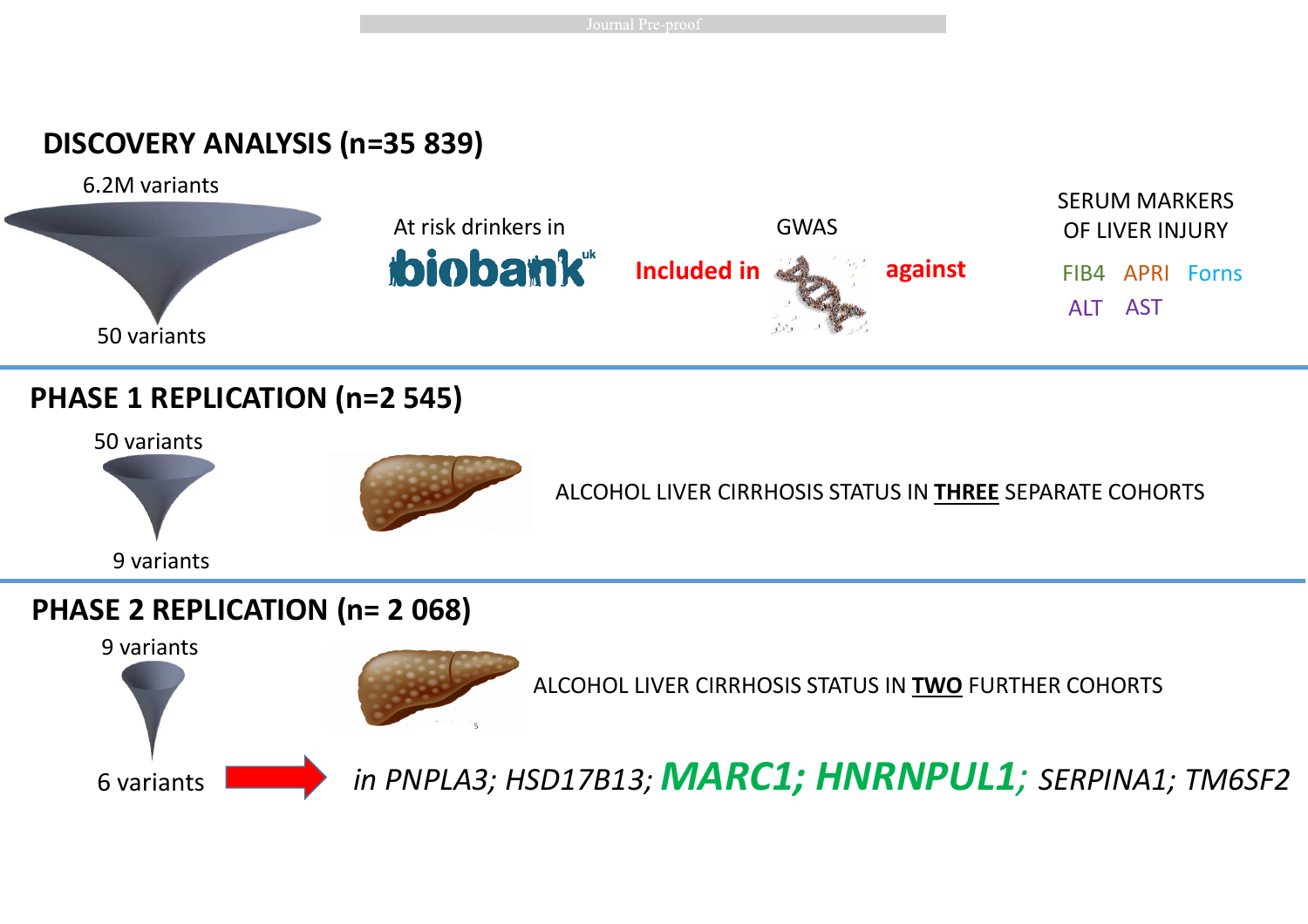## DISCOVERY ANALYSIS (n=35 839)

6.2M variants

50 variants

At risk drinkers in biobank[uk]

**Included in** GWAS **against**

SERUM MARKERS OF LIVER INJURY

FIB4 APRI Forns

ALT AST

## PHASE 1 REPLICATION (n=2 545)

50 variants

9 variants

ALCOHOL LIVER CIRRHOSIS STATUS IN **THREE** SEPARATE COHORTS

## PHASE 2 REPLICATION (n= 2 068)

9 variants

6 variants

ALCOHOL LIVER CIRRHOSIS STATUS IN **TWO** FURTHER COHORTS

*in PNPLA3; HSD17B13;* ***MARC1; HNRNPUL1;*** *SERPINA1; TM6SF2*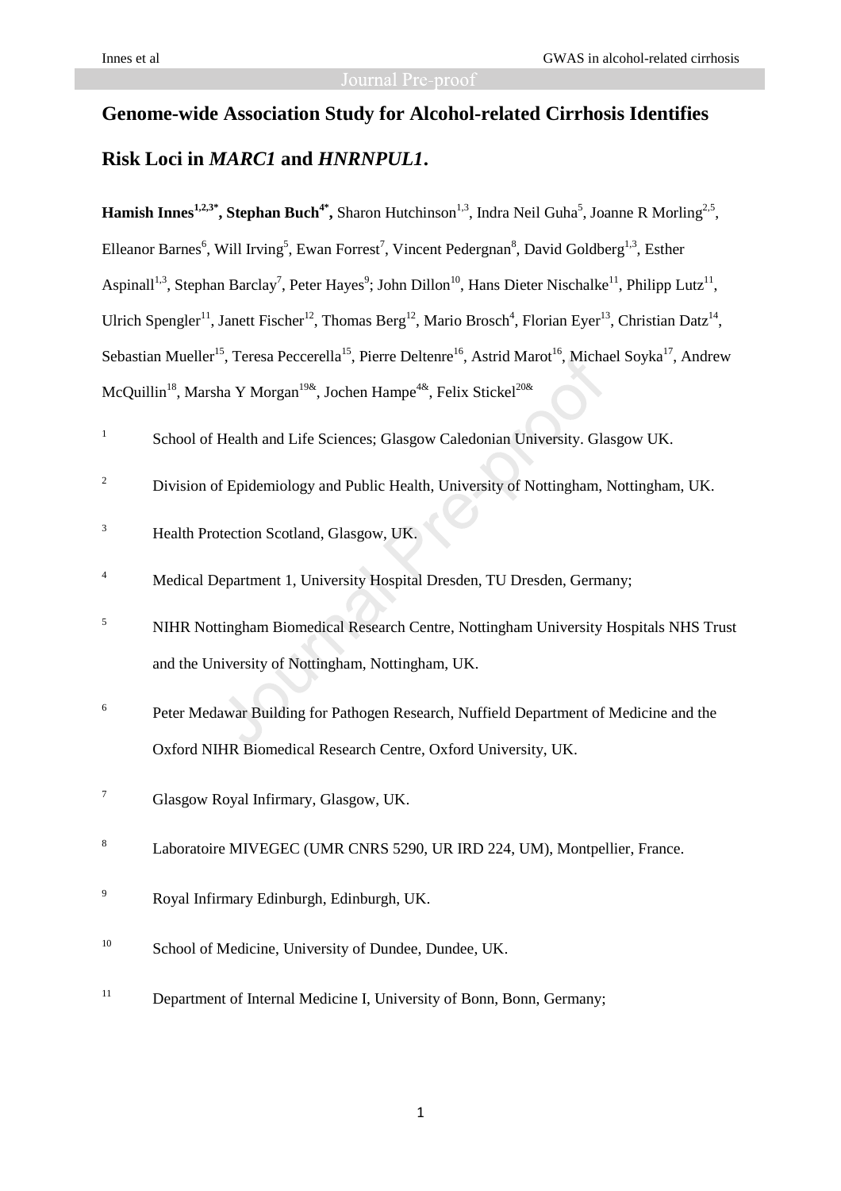# Genome-wide Association Study for Alcohol-related Cirrhosis Identifies Risk Loci in *MARC1* and *HNRNPUL1*.

**Hamish Innes[1,2,3*], Stephan Buch[4*],** Sharon Hutchinson[1,3], Indra Neil Guha[5], Joanne R Morling[2,5], Elleanor Barnes[6], Will Irving[5], Ewan Forrest[7], Vincent Pedergnan[8], David Goldberg[1,3], Esther Aspinall[1,3], Stephan Barclay[7], Peter Hayes[9]; John Dillon[10], Hans Dieter Nischalke[11], Philipp Lutz[11], Ulrich Spengler[11], Janett Fischer[12], Thomas Berg[12], Mario Brosch[4], Florian Eyer[13], Christian Datz[14], Sebastian Mueller[15], Teresa Peccerella[15], Pierre Deltenre[16], Astrid Marot[16], Michael Soyka[17], Andrew McQuillin[18], Marsha Y Morgan[19&], Jochen Hampe[4&], Felix Stickel[20&]

1 School of Health and Life Sciences; Glasgow Caledonian University. Glasgow UK.

2 Division of Epidemiology and Public Health, University of Nottingham, Nottingham, UK.

3 Health Protection Scotland, Glasgow, UK.

4 Medical Department 1, University Hospital Dresden, TU Dresden, Germany;

5 NIHR Nottingham Biomedical Research Centre, Nottingham University Hospitals NHS Trust and the University of Nottingham, Nottingham, UK.

6 Peter Medawar Building for Pathogen Research, Nuffield Department of Medicine and the Oxford NIHR Biomedical Research Centre, Oxford University, UK.

7 Glasgow Royal Infirmary, Glasgow, UK.

8 Laboratoire MIVEGEC (UMR CNRS 5290, UR IRD 224, UM), Montpellier, France.

9 Royal Infirmary Edinburgh, Edinburgh, UK.

10 School of Medicine, University of Dundee, Dundee, UK.

11 Department of Internal Medicine I, University of Bonn, Bonn, Germany;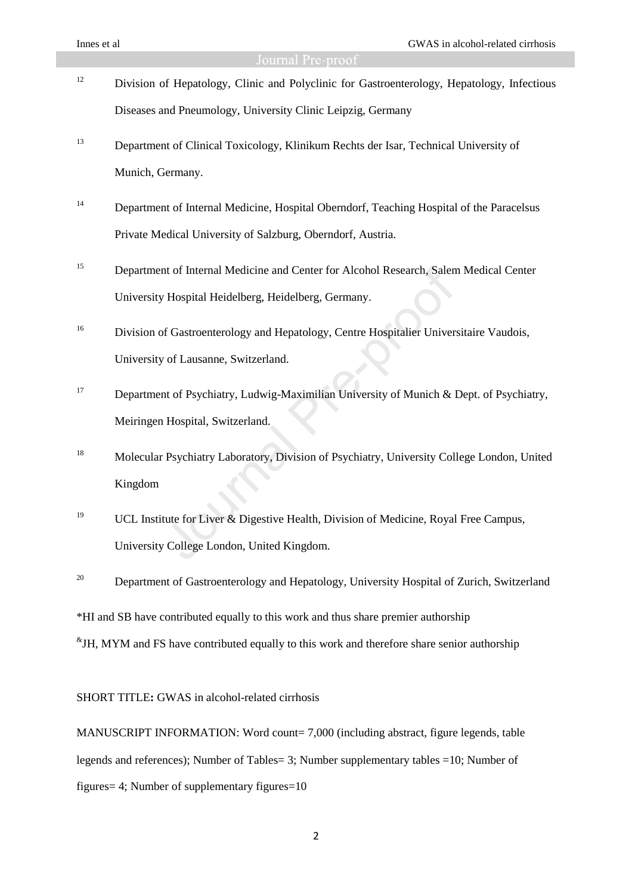[12] Division of Hepatology, Clinic and Polyclinic for Gastroenterology, Hepatology, Infectious Diseases and Pneumology, University Clinic Leipzig, Germany

[13] Department of Clinical Toxicology, Klinikum Rechts der Isar, Technical University of Munich, Germany.

[14] Department of Internal Medicine, Hospital Oberndorf, Teaching Hospital of the Paracelsus Private Medical University of Salzburg, Oberndorf, Austria.

[15] Department of Internal Medicine and Center for Alcohol Research, Salem Medical Center University Hospital Heidelberg, Heidelberg, Germany.

[16] Division of Gastroenterology and Hepatology, Centre Hospitalier Universitaire Vaudois, University of Lausanne, Switzerland.

[17] Department of Psychiatry, Ludwig-Maximilian University of Munich & Dept. of Psychiatry, Meiringen Hospital, Switzerland.

[18] Molecular Psychiatry Laboratory, Division of Psychiatry, University College London, United Kingdom

[19] UCL Institute for Liver & Digestive Health, Division of Medicine, Royal Free Campus, University College London, United Kingdom.

[20] Department of Gastroenterology and Hepatology, University Hospital of Zurich, Switzerland

*HI and SB have contributed equally to this work and thus share premier authorship

[&]JH, MYM and FS have contributed equally to this work and therefore share senior authorship

SHORT TITLE**:** GWAS in alcohol-related cirrhosis

MANUSCRIPT INFORMATION: Word count= 7,000 (including abstract, figure legends, table legends and references); Number of Tables= 3; Number supplementary tables =10; Number of figures= 4; Number of supplementary figures=10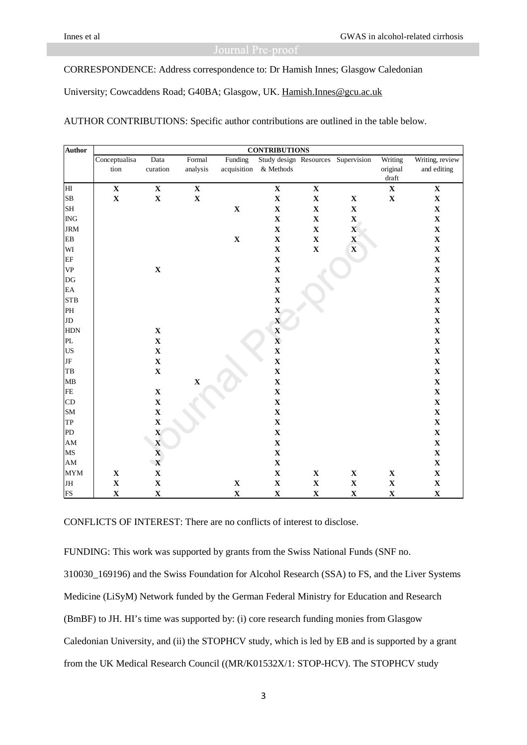CORRESPONDENCE: Address correspondence to: Dr Hamish Innes; Glasgow Caledonian University; Cowcaddens Road; G40BA; Glasgow, UK. Hamish.Innes@gcu.ac.uk

AUTHOR CONTRIBUTIONS: Specific author contributions are outlined in the table below.

| Author | CONTRIBUTIONS | | | | | | | | |
|---|---|---|---|---|---|---|---|---|---|
| | Conceptualisation | Data curation | Formal analysis | Funding acquisition | Study design & Methods | Resources | Supervision | Writing original draft | Writing, review and editing |
| HI | X | X | X | | X | X | | X | X |
| SB | X | X | X | | X | X | X | X | X |
| SH | | | | X | X | X | X | | X |
| ING | | | | | X | X | X | | X |
| JRM | | | | | X | X | X | | X |
| EB | | | | X | X | X | X | | X |
| WI | | | | | X | X | X | | X |
| EF | | | | | X | | | | X |
| VP | | X | | | X | | | | X |
| DG | | | | | X | | | | X |
| EA | | | | | X | | | | X |
| STB | | | | | X | | | | X |
| PH | | | | | X | | | | X |
| JD | | | | | X | | | | X |
| HDN | | X | | | X | | | | X |
| PL | | X | | | X | | | | X |
| US | | X | | | X | | | | X |
| JF | | X | | | X | | | | X |
| TB | | X | | | X | | | | X |
| MB | | | X | | X | | | | X |
| FE | | X | | | X | | | | X |
| CD | | X | | | X | | | | X |
| SM | | X | | | X | | | | X |
| TP | | X | | | X | | | | X |
| PD | | X | | | X | | | | X |
| AM | | X | | | X | | | | X |
| MS | | X | | | X | | | | X |
| AM | | X | | | X | | | | X |
| MYM | X | X | | | X | X | X | X | X |
| JH | X | X | | X | X | X | X | X | X |
| FS | X | X | | X | X | X | X | X | X |

CONFLICTS OF INTEREST: There are no conflicts of interest to disclose.

FUNDING: This work was supported by grants from the Swiss National Funds (SNF no. 310030_169196) and the Swiss Foundation for Alcohol Research (SSA) to FS, and the Liver Systems Medicine (LiSyM) Network funded by the German Federal Ministry for Education and Research (BmBF) to JH. HI's time was supported by: (i) core research funding monies from Glasgow Caledonian University, and (ii) the STOPHCV study, which is led by EB and is supported by a grant from the UK Medical Research Council ((MR/K01532X/1: STOP-HCV). The STOPHCV study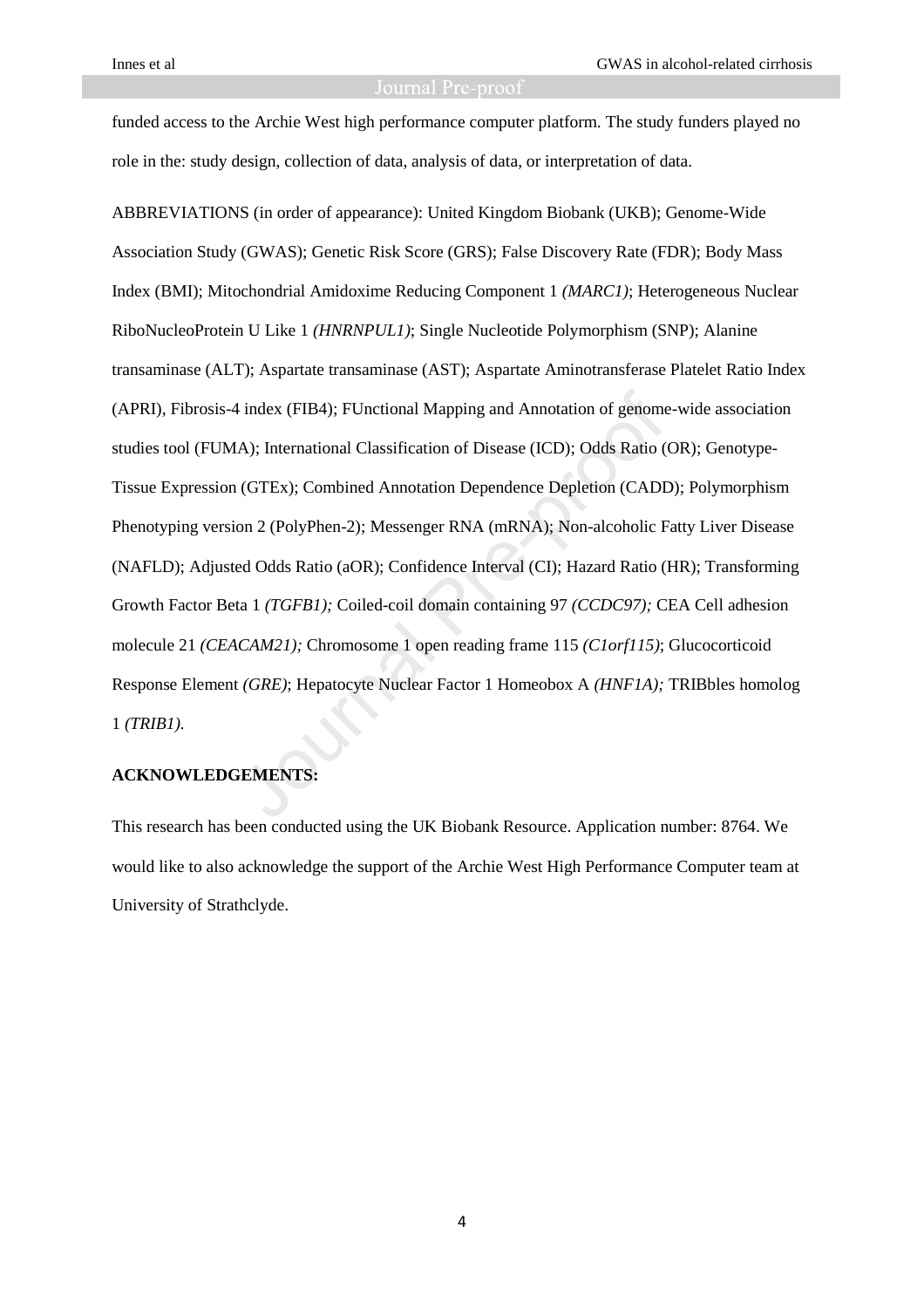funded access to the Archie West high performance computer platform. The study funders played no role in the: study design, collection of data, analysis of data, or interpretation of data.

ABBREVIATIONS (in order of appearance): United Kingdom Biobank (UKB); Genome-Wide Association Study (GWAS); Genetic Risk Score (GRS); False Discovery Rate (FDR); Body Mass Index (BMI); Mitochondrial Amidoxime Reducing Component 1 *(MARC1)*; Heterogeneous Nuclear RiboNucleoProtein U Like 1 *(HNRNPUL1)*; Single Nucleotide Polymorphism (SNP); Alanine transaminase (ALT); Aspartate transaminase (AST); Aspartate Aminotransferase Platelet Ratio Index (APRI), Fibrosis-4 index (FIB4); FUnctional Mapping and Annotation of genome-wide association studies tool (FUMA); International Classification of Disease (ICD); Odds Ratio (OR); Genotype-Tissue Expression (GTEx); Combined Annotation Dependence Depletion (CADD); Polymorphism Phenotyping version 2 (PolyPhen-2); Messenger RNA (mRNA); Non-alcoholic Fatty Liver Disease (NAFLD); Adjusted Odds Ratio (aOR); Confidence Interval (CI); Hazard Ratio (HR); Transforming Growth Factor Beta 1 *(TGFB1);* Coiled-coil domain containing 97 *(CCDC97);* CEA Cell adhesion molecule 21 *(CEACAM21);* Chromosome 1 open reading frame 115 *(C1orf115)*; Glucocorticoid Response Element *(GRE)*; Hepatocyte Nuclear Factor 1 Homeobox A *(HNF1A);* TRIBbles homolog 1 *(TRIB1).*

**ACKNOWLEDGEMENTS:**

This research has been conducted using the UK Biobank Resource. Application number: 8764. We would like to also acknowledge the support of the Archie West High Performance Computer team at University of Strathclyde.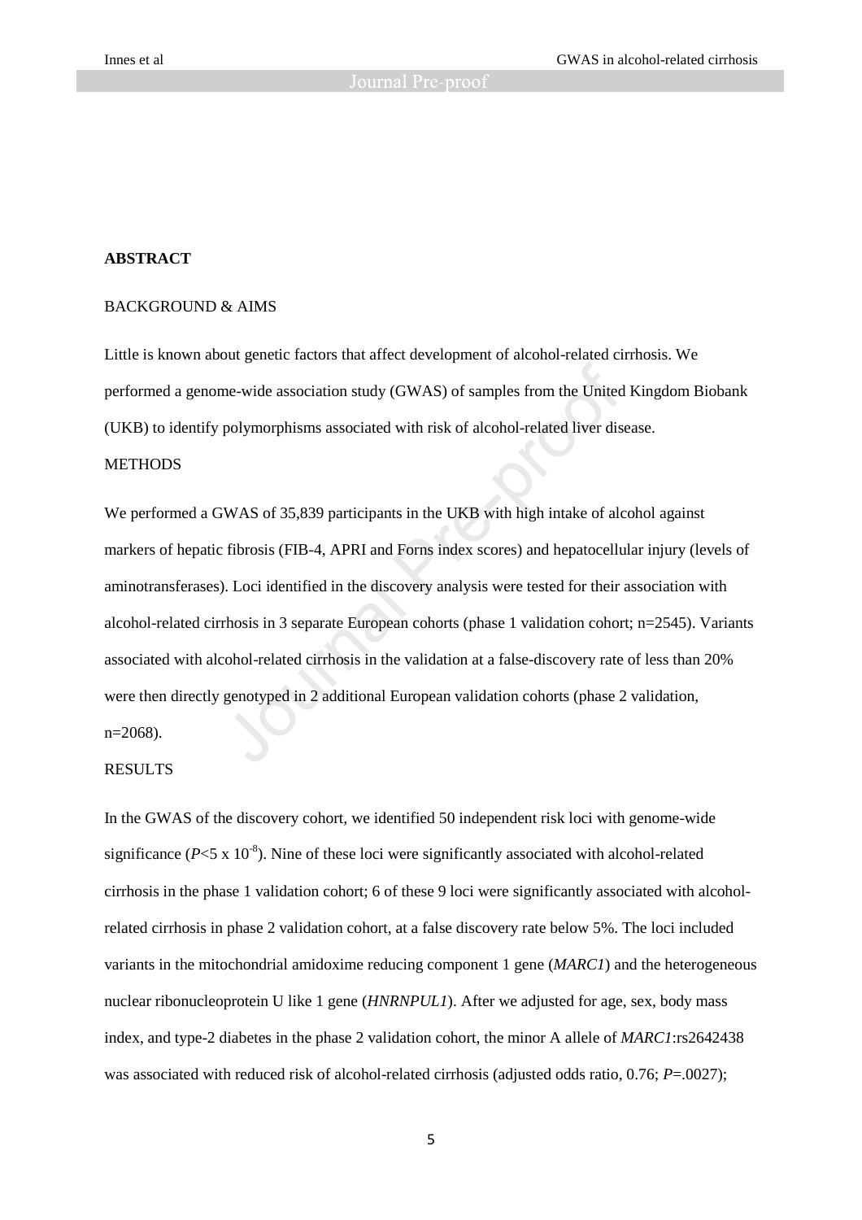**ABSTRACT**

BACKGROUND & AIMS

Little is known about genetic factors that affect development of alcohol-related cirrhosis. We performed a genome-wide association study (GWAS) of samples from the United Kingdom Biobank (UKB) to identify polymorphisms associated with risk of alcohol-related liver disease.

METHODS

We performed a GWAS of 35,839 participants in the UKB with high intake of alcohol against markers of hepatic fibrosis (FIB-4, APRI and Forns index scores) and hepatocellular injury (levels of aminotransferases). Loci identified in the discovery analysis were tested for their association with alcohol-related cirrhosis in 3 separate European cohorts (phase 1 validation cohort; n=2545). Variants associated with alcohol-related cirrhosis in the validation at a false-discovery rate of less than 20% were then directly genotyped in 2 additional European validation cohorts (phase 2 validation, n=2068).

RESULTS

In the GWAS of the discovery cohort, we identified 50 independent risk loci with genome-wide significance ($P<5 \times 10^{-8}$). Nine of these loci were significantly associated with alcohol-related cirrhosis in the phase 1 validation cohort; 6 of these 9 loci were significantly associated with alcohol-related cirrhosis in phase 2 validation cohort, at a false discovery rate below 5%. The loci included variants in the mitochondrial amidoxime reducing component 1 gene (*MARC1*) and the heterogeneous nuclear ribonucleoprotein U like 1 gene (*HNRNPUL1*). After we adjusted for age, sex, body mass index, and type-2 diabetes in the phase 2 validation cohort, the minor A allele of *MARC1*:rs2642438 was associated with reduced risk of alcohol-related cirrhosis (adjusted odds ratio, 0.76; *P*=.0027);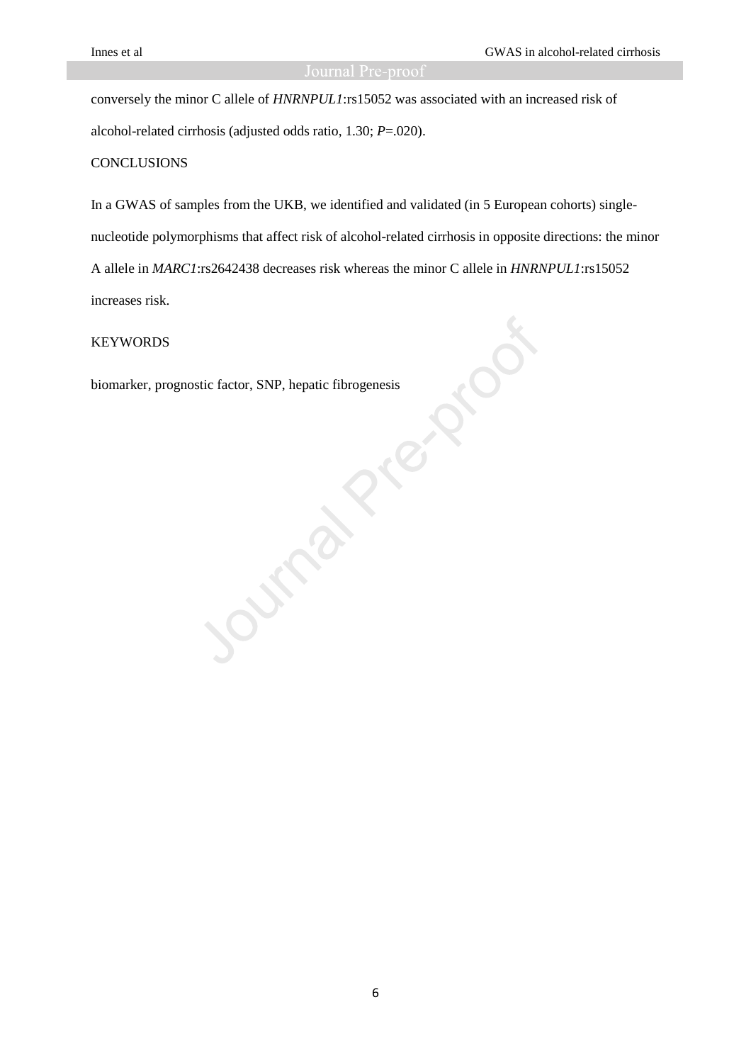conversely the minor C allele of *HNRNPUL1*:rs15052 was associated with an increased risk of alcohol-related cirrhosis (adjusted odds ratio, 1.30; *P*=.020).

CONCLUSIONS

In a GWAS of samples from the UKB, we identified and validated (in 5 European cohorts) single-nucleotide polymorphisms that affect risk of alcohol-related cirrhosis in opposite directions: the minor A allele in *MARC1*:rs2642438 decreases risk whereas the minor C allele in *HNRNPUL1*:rs15052 increases risk.

KEYWORDS

biomarker, prognostic factor, SNP, hepatic fibrogenesis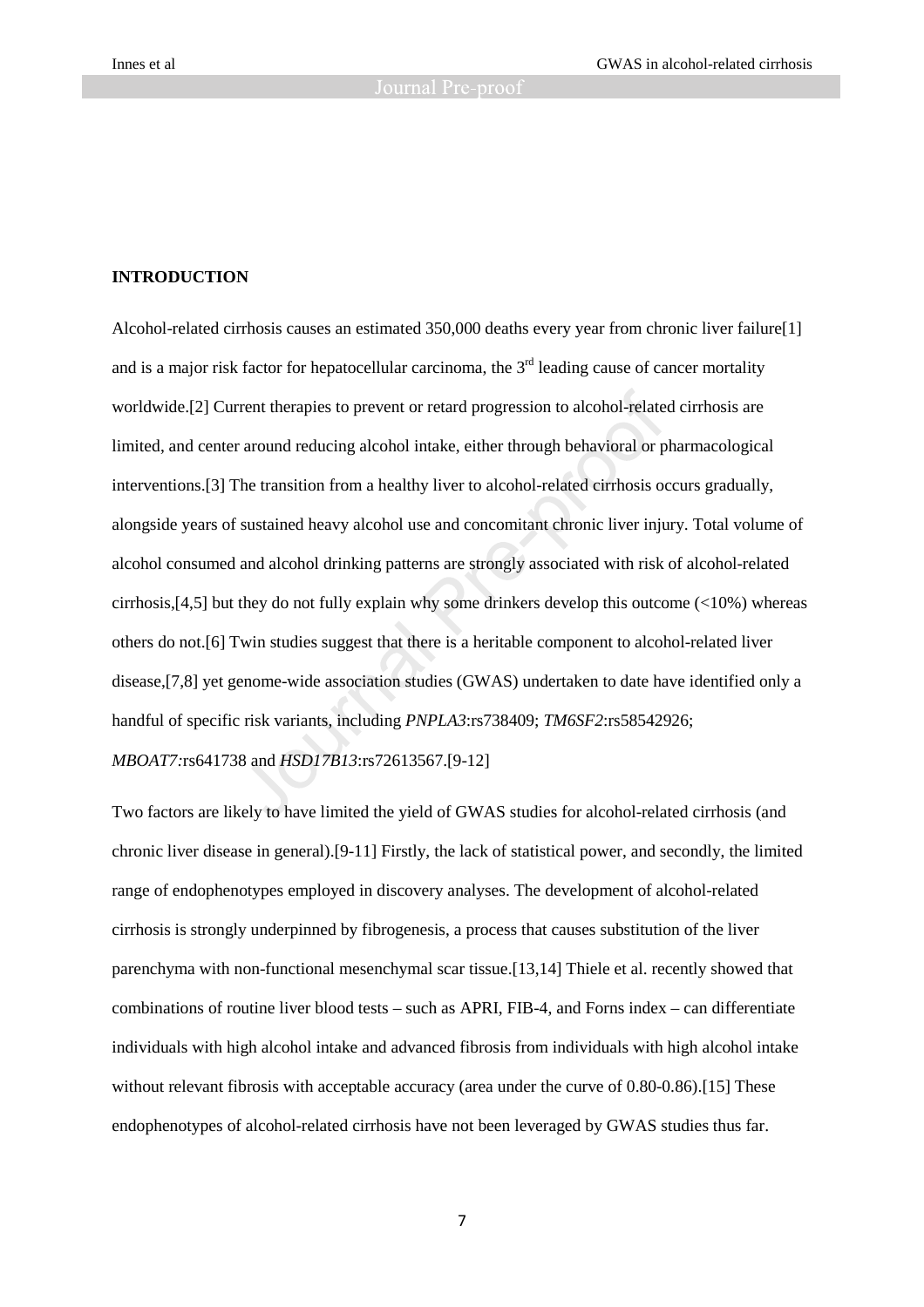## INTRODUCTION

Alcohol-related cirrhosis causes an estimated 350,000 deaths every year from chronic liver failure[1] and is a major risk factor for hepatocellular carcinoma, the 3rd leading cause of cancer mortality worldwide.[2] Current therapies to prevent or retard progression to alcohol-related cirrhosis are limited, and center around reducing alcohol intake, either through behavioral or pharmacological interventions.[3] The transition from a healthy liver to alcohol-related cirrhosis occurs gradually, alongside years of sustained heavy alcohol use and concomitant chronic liver injury. Total volume of alcohol consumed and alcohol drinking patterns are strongly associated with risk of alcohol-related cirrhosis,[4,5] but they do not fully explain why some drinkers develop this outcome (<10%) whereas others do not.[6] Twin studies suggest that there is a heritable component to alcohol-related liver disease,[7,8] yet genome-wide association studies (GWAS) undertaken to date have identified only a handful of specific risk variants, including *PNPLA3*:rs738409; *TM6SF2*:rs58542926; *MBOAT7*:rs641738 and *HSD17B13*:rs72613567.[9-12]

Two factors are likely to have limited the yield of GWAS studies for alcohol-related cirrhosis (and chronic liver disease in general).[9-11] Firstly, the lack of statistical power, and secondly, the limited range of endophenotypes employed in discovery analyses. The development of alcohol-related cirrhosis is strongly underpinned by fibrogenesis, a process that causes substitution of the liver parenchyma with non-functional mesenchymal scar tissue.[13,14] Thiele et al. recently showed that combinations of routine liver blood tests – such as APRI, FIB-4, and Forns index – can differentiate individuals with high alcohol intake and advanced fibrosis from individuals with high alcohol intake without relevant fibrosis with acceptable accuracy (area under the curve of 0.80-0.86).[15] These endophenotypes of alcohol-related cirrhosis have not been leveraged by GWAS studies thus far.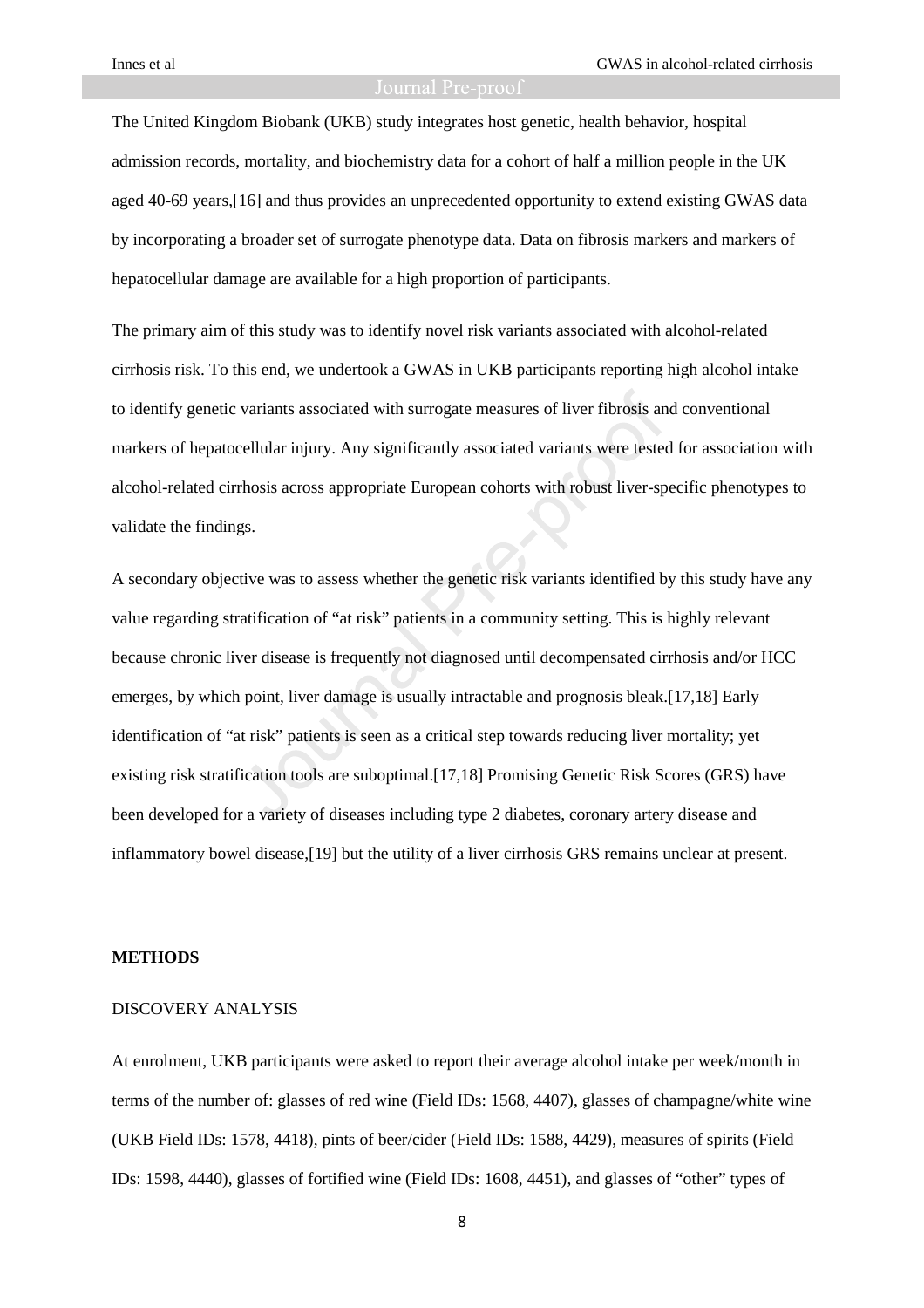The United Kingdom Biobank (UKB) study integrates host genetic, health behavior, hospital admission records, mortality, and biochemistry data for a cohort of half a million people in the UK aged 40-69 years,[16] and thus provides an unprecedented opportunity to extend existing GWAS data by incorporating a broader set of surrogate phenotype data. Data on fibrosis markers and markers of hepatocellular damage are available for a high proportion of participants.

The primary aim of this study was to identify novel risk variants associated with alcohol-related cirrhosis risk. To this end, we undertook a GWAS in UKB participants reporting high alcohol intake to identify genetic variants associated with surrogate measures of liver fibrosis and conventional markers of hepatocellular injury. Any significantly associated variants were tested for association with alcohol-related cirrhosis across appropriate European cohorts with robust liver-specific phenotypes to validate the findings.

A secondary objective was to assess whether the genetic risk variants identified by this study have any value regarding stratification of "at risk" patients in a community setting. This is highly relevant because chronic liver disease is frequently not diagnosed until decompensated cirrhosis and/or HCC emerges, by which point, liver damage is usually intractable and prognosis bleak.[17,18] Early identification of "at risk" patients is seen as a critical step towards reducing liver mortality; yet existing risk stratification tools are suboptimal.[17,18] Promising Genetic Risk Scores (GRS) have been developed for a variety of diseases including type 2 diabetes, coronary artery disease and inflammatory bowel disease,[19] but the utility of a liver cirrhosis GRS remains unclear at present.

## METHODS

### DISCOVERY ANALYSIS

At enrolment, UKB participants were asked to report their average alcohol intake per week/month in terms of the number of: glasses of red wine (Field IDs: 1568, 4407), glasses of champagne/white wine (UKB Field IDs: 1578, 4418), pints of beer/cider (Field IDs: 1588, 4429), measures of spirits (Field IDs: 1598, 4440), glasses of fortified wine (Field IDs: 1608, 4451), and glasses of "other" types of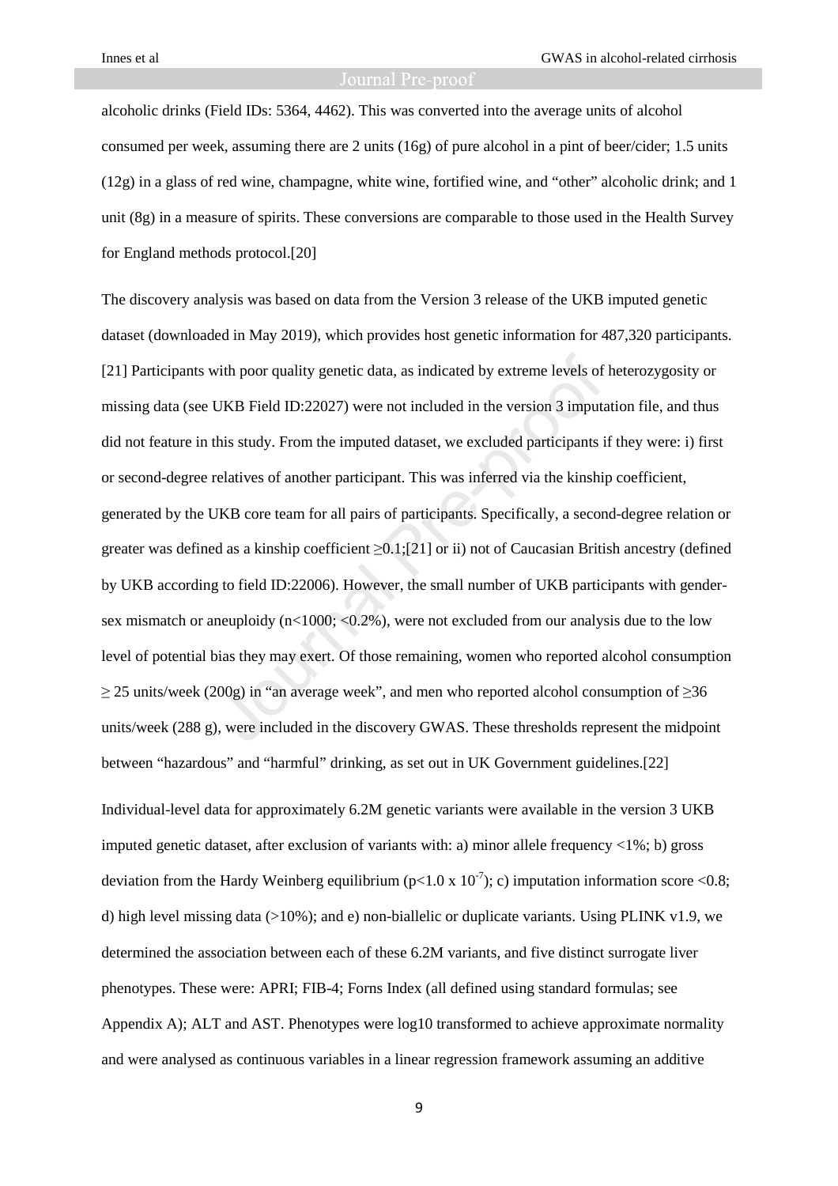alcoholic drinks (Field IDs: 5364, 4462). This was converted into the average units of alcohol consumed per week, assuming there are 2 units (16g) of pure alcohol in a pint of beer/cider; 1.5 units (12g) in a glass of red wine, champagne, white wine, fortified wine, and "other" alcoholic drink; and 1 unit (8g) in a measure of spirits. These conversions are comparable to those used in the Health Survey for England methods protocol.[20]

The discovery analysis was based on data from the Version 3 release of the UKB imputed genetic dataset (downloaded in May 2019), which provides host genetic information for 487,320 participants.[21] Participants with poor quality genetic data, as indicated by extreme levels of heterozygosity or missing data (see UKB Field ID:22027) were not included in the version 3 imputation file, and thus did not feature in this study. From the imputed dataset, we excluded participants if they were: i) first or second-degree relatives of another participant. This was inferred via the kinship coefficient, generated by the UKB core team for all pairs of participants. Specifically, a second-degree relation or greater was defined as a kinship coefficient $\geq$0.1;[21] or ii) not of Caucasian British ancestry (defined by UKB according to field ID:22006). However, the small number of UKB participants with gender-sex mismatch or aneuploidy (n<1000; <0.2%), were not excluded from our analysis due to the low level of potential bias they may exert. Of those remaining, women who reported alcohol consumption $\geq$ 25 units/week (200g) in "an average week", and men who reported alcohol consumption of $\geq$36 units/week (288 g), were included in the discovery GWAS. These thresholds represent the midpoint between "hazardous" and "harmful" drinking, as set out in UK Government guidelines.[22]

Individual-level data for approximately 6.2M genetic variants were available in the version 3 UKB imputed genetic dataset, after exclusion of variants with: a) minor allele frequency <1%; b) gross deviation from the Hardy Weinberg equilibrium ($p<1.0 \times 10^{-7}$); c) imputation information score <0.8; d) high level missing data (>10%); and e) non-biallelic or duplicate variants. Using PLINK v1.9, we determined the association between each of these 6.2M variants, and five distinct surrogate liver phenotypes. These were: APRI; FIB-4; Forns Index (all defined using standard formulas; see Appendix A); ALT and AST. Phenotypes were log10 transformed to achieve approximate normality and were analysed as continuous variables in a linear regression framework assuming an additive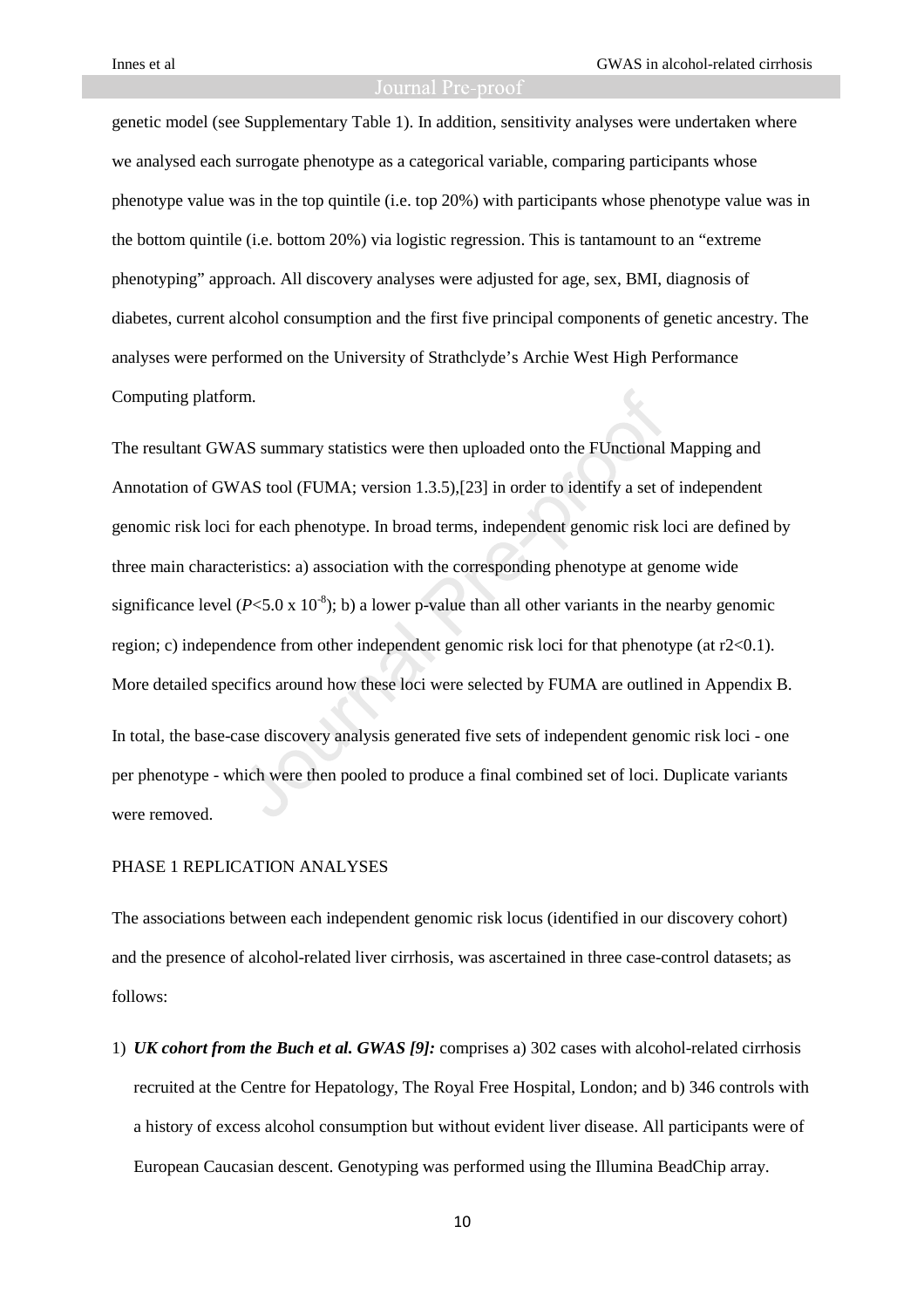genetic model (see Supplementary Table 1). In addition, sensitivity analyses were undertaken where we analysed each surrogate phenotype as a categorical variable, comparing participants whose phenotype value was in the top quintile (i.e. top 20%) with participants whose phenotype value was in the bottom quintile (i.e. bottom 20%) via logistic regression. This is tantamount to an "extreme phenotyping" approach. All discovery analyses were adjusted for age, sex, BMI, diagnosis of diabetes, current alcohol consumption and the first five principal components of genetic ancestry. The analyses were performed on the University of Strathclyde's Archie West High Performance Computing platform.

The resultant GWAS summary statistics were then uploaded onto the FUnctional Mapping and Annotation of GWAS tool (FUMA; version 1.3.5),[23] in order to identify a set of independent genomic risk loci for each phenotype. In broad terms, independent genomic risk loci are defined by three main characteristics: a) association with the corresponding phenotype at genome wide significance level ($P<5.0 \times 10^{-8}$); b) a lower p-value than all other variants in the nearby genomic region; c) independence from other independent genomic risk loci for that phenotype (at $r2<0.1$). More detailed specifics around how these loci were selected by FUMA are outlined in Appendix B.

In total, the base-case discovery analysis generated five sets of independent genomic risk loci - one per phenotype - which were then pooled to produce a final combined set of loci. Duplicate variants were removed.

## PHASE 1 REPLICATION ANALYSES

The associations between each independent genomic risk locus (identified in our discovery cohort) and the presence of alcohol-related liver cirrhosis, was ascertained in three case-control datasets; as follows:

1) ***UK cohort from the Buch et al. GWAS [9]:*** comprises a) 302 cases with alcohol-related cirrhosis recruited at the Centre for Hepatology, The Royal Free Hospital, London; and b) 346 controls with a history of excess alcohol consumption but without evident liver disease. All participants were of European Caucasian descent. Genotyping was performed using the Illumina BeadChip array.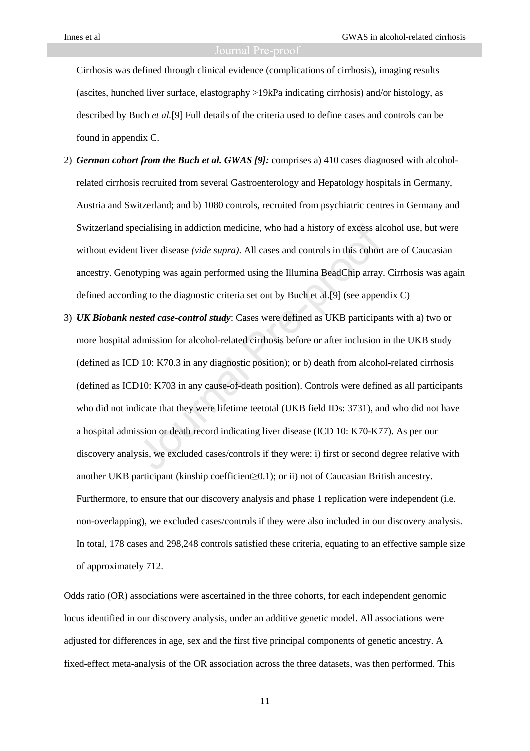Cirrhosis was defined through clinical evidence (complications of cirrhosis), imaging results (ascites, hunched liver surface, elastography >19kPa indicating cirrhosis) and/or histology, as described by Buch *et al.*[9] Full details of the criteria used to define cases and controls can be found in appendix C.

2) ***German cohort from the Buch et al. GWAS [9]:*** comprises a) 410 cases diagnosed with alcohol-related cirrhosis recruited from several Gastroenterology and Hepatology hospitals in Germany, Austria and Switzerland; and b) 1080 controls, recruited from psychiatric centres in Germany and Switzerland specialising in addiction medicine, who had a history of excess alcohol use, but were without evident liver disease *(vide supra)*. All cases and controls in this cohort are of Caucasian ancestry. Genotyping was again performed using the Illumina BeadChip array. Cirrhosis was again defined according to the diagnostic criteria set out by Buch et al.[9] (see appendix C)

3) ***UK Biobank nested case-control study***: Cases were defined as UKB participants with a) two or more hospital admission for alcohol-related cirrhosis before or after inclusion in the UKB study (defined as ICD 10: K70.3 in any diagnostic position); or b) death from alcohol-related cirrhosis (defined as ICD10: K703 in any cause-of-death position). Controls were defined as all participants who did not indicate that they were lifetime teetotal (UKB field IDs: 3731), and who did not have a hospital admission or death record indicating liver disease (ICD 10: K70-K77). As per our discovery analysis, we excluded cases/controls if they were: i) first or second degree relative with another UKB participant (kinship coefficient≥0.1); or ii) not of Caucasian British ancestry. Furthermore, to ensure that our discovery analysis and phase 1 replication were independent (i.e. non-overlapping), we excluded cases/controls if they were also included in our discovery analysis. In total, 178 cases and 298,248 controls satisfied these criteria, equating to an effective sample size of approximately 712.

Odds ratio (OR) associations were ascertained in the three cohorts, for each independent genomic locus identified in our discovery analysis, under an additive genetic model. All associations were adjusted for differences in age, sex and the first five principal components of genetic ancestry. A fixed-effect meta-analysis of the OR association across the three datasets, was then performed. This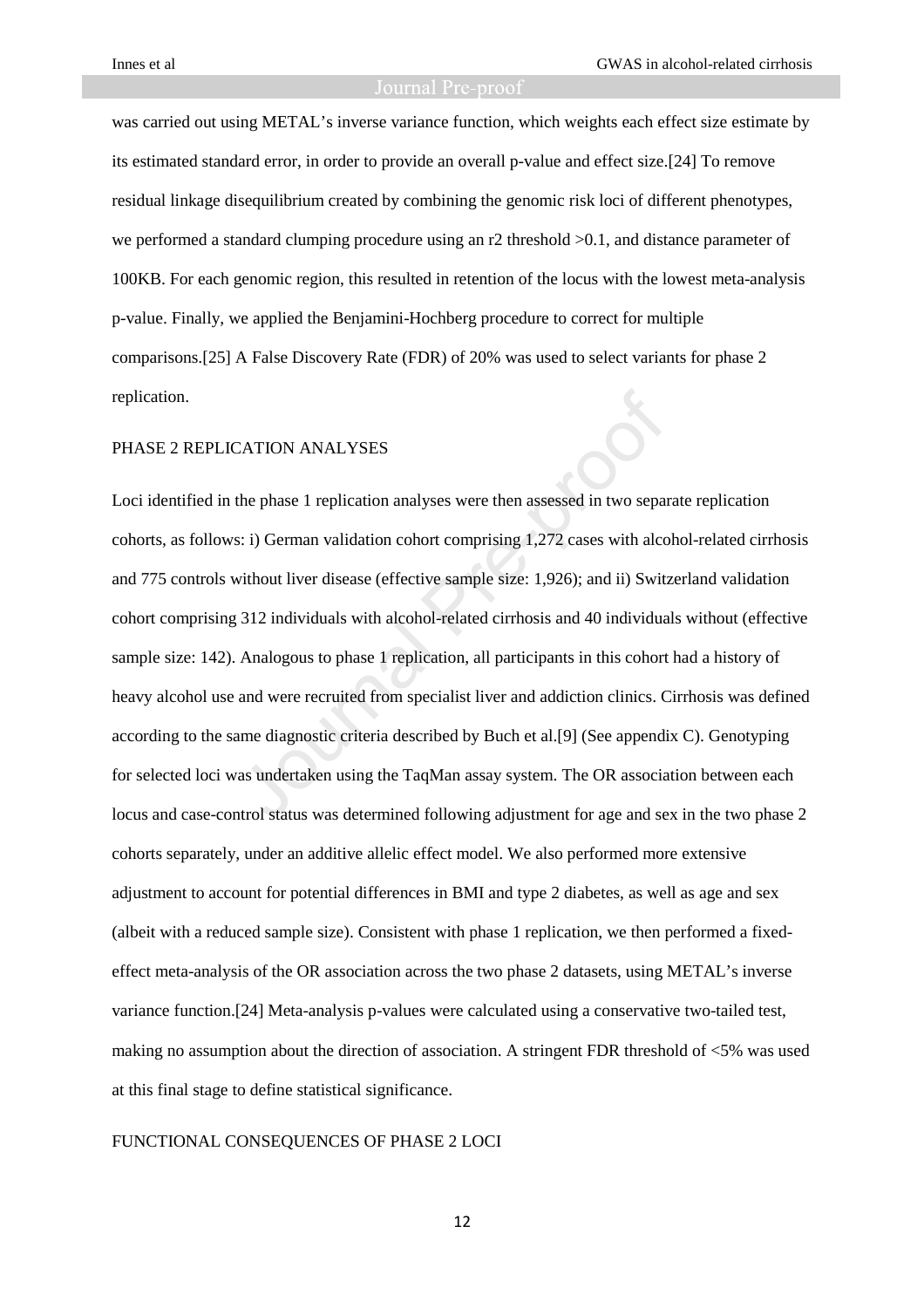was carried out using METAL's inverse variance function, which weights each effect size estimate by its estimated standard error, in order to provide an overall p-value and effect size.[24] To remove residual linkage disequilibrium created by combining the genomic risk loci of different phenotypes, we performed a standard clumping procedure using an r2 threshold >0.1, and distance parameter of 100KB. For each genomic region, this resulted in retention of the locus with the lowest meta-analysis p-value. Finally, we applied the Benjamini-Hochberg procedure to correct for multiple comparisons.[25] A False Discovery Rate (FDR) of 20% was used to select variants for phase 2 replication.

## PHASE 2 REPLICATION ANALYSES

Loci identified in the phase 1 replication analyses were then assessed in two separate replication cohorts, as follows: i) German validation cohort comprising 1,272 cases with alcohol-related cirrhosis and 775 controls without liver disease (effective sample size: 1,926); and ii) Switzerland validation cohort comprising 312 individuals with alcohol-related cirrhosis and 40 individuals without (effective sample size: 142). Analogous to phase 1 replication, all participants in this cohort had a history of heavy alcohol use and were recruited from specialist liver and addiction clinics. Cirrhosis was defined according to the same diagnostic criteria described by Buch et al.[9] (See appendix C). Genotyping for selected loci was undertaken using the TaqMan assay system. The OR association between each locus and case-control status was determined following adjustment for age and sex in the two phase 2 cohorts separately, under an additive allelic effect model. We also performed more extensive adjustment to account for potential differences in BMI and type 2 diabetes, as well as age and sex (albeit with a reduced sample size). Consistent with phase 1 replication, we then performed a fixed-effect meta-analysis of the OR association across the two phase 2 datasets, using METAL's inverse variance function.[24] Meta-analysis p-values were calculated using a conservative two-tailed test, making no assumption about the direction of association. A stringent FDR threshold of <5% was used at this final stage to define statistical significance.

## FUNCTIONAL CONSEQUENCES OF PHASE 2 LOCI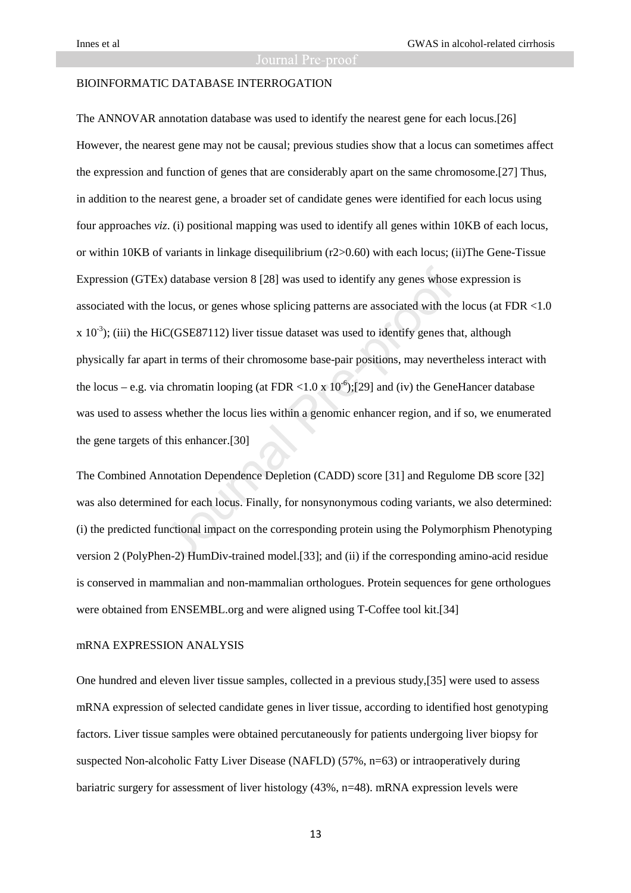## BIOINFORMATIC DATABASE INTERROGATION

The ANNOVAR annotation database was used to identify the nearest gene for each locus.[26] However, the nearest gene may not be causal; previous studies show that a locus can sometimes affect the expression and function of genes that are considerably apart on the same chromosome.[27] Thus, in addition to the nearest gene, a broader set of candidate genes were identified for each locus using four approaches *viz*. (i) positional mapping was used to identify all genes within 10KB of each locus, or within 10KB of variants in linkage disequilibrium ($r2>0.60$) with each locus; (ii)The Gene-Tissue Expression (GTEx) database version 8 [28] was used to identify any genes whose expression is associated with the locus, or genes whose splicing patterns are associated with the locus (at FDR $<1.0 \times 10^{-3}$); (iii) the HiC(GSE87112) liver tissue dataset was used to identify genes that, although physically far apart in terms of their chromosome base-pair positions, may nevertheless interact with the locus – e.g. via chromatin looping (at FDR $<1.0 \times 10^{-6}$);[29] and (iv) the GeneHancer database was used to assess whether the locus lies within a genomic enhancer region, and if so, we enumerated the gene targets of this enhancer.[30]

The Combined Annotation Dependence Depletion (CADD) score [31] and Regulome DB score [32] was also determined for each locus. Finally, for nonsynonymous coding variants, we also determined: (i) the predicted functional impact on the corresponding protein using the Polymorphism Phenotyping version 2 (PolyPhen-2) HumDiv-trained model.[33]; and (ii) if the corresponding amino-acid residue is conserved in mammalian and non-mammalian orthologues. Protein sequences for gene orthologues were obtained from ENSEMBL.org and were aligned using T-Coffee tool kit.[34]

## mRNA EXPRESSION ANALYSIS

One hundred and eleven liver tissue samples, collected in a previous study,[35] were used to assess mRNA expression of selected candidate genes in liver tissue, according to identified host genotyping factors. Liver tissue samples were obtained percutaneously for patients undergoing liver biopsy for suspected Non-alcoholic Fatty Liver Disease (NAFLD) (57%, n=63) or intraoperatively during bariatric surgery for assessment of liver histology (43%, n=48). mRNA expression levels were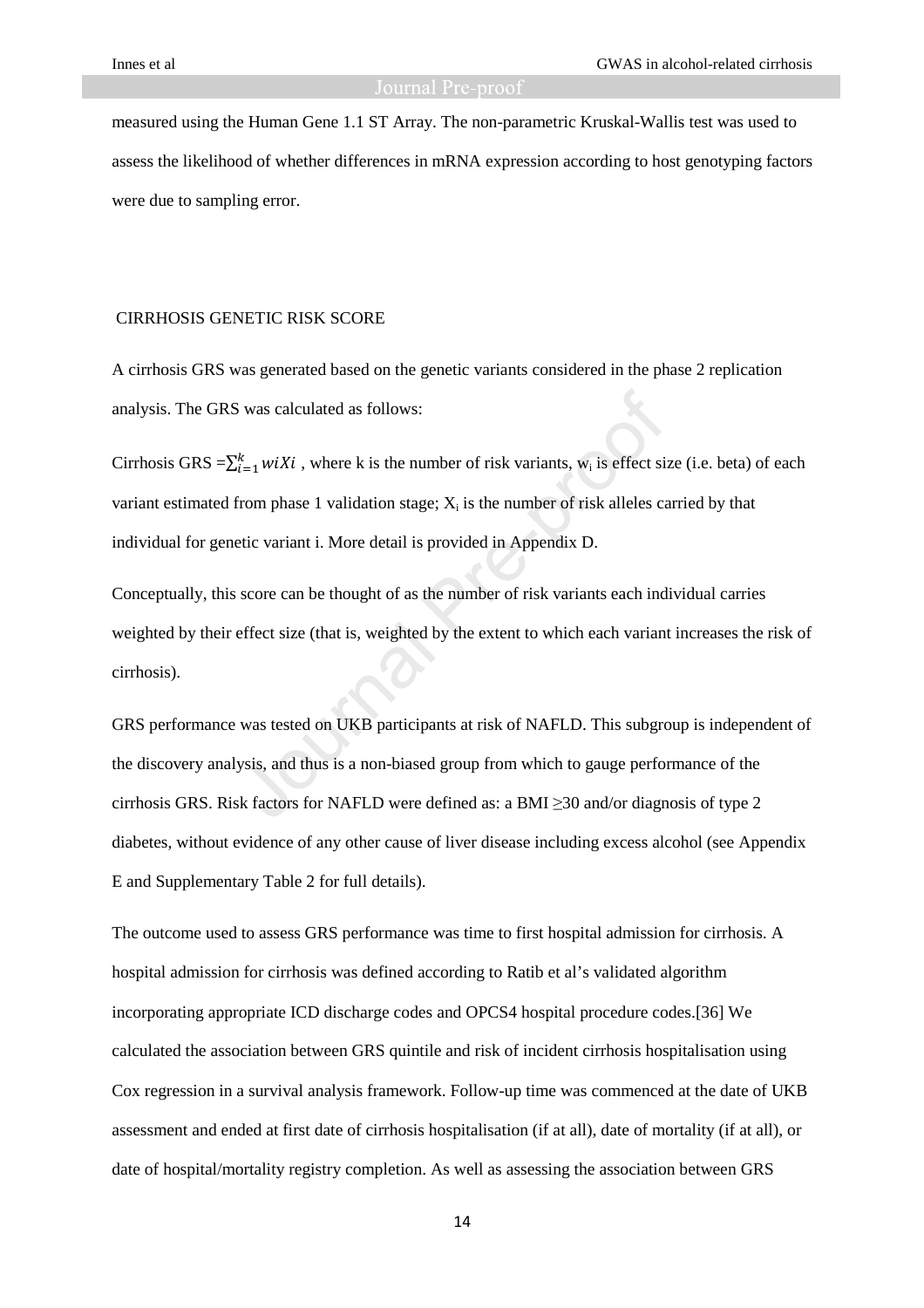measured using the Human Gene 1.1 ST Array. The non-parametric Kruskal-Wallis test was used to assess the likelihood of whether differences in mRNA expression according to host genotyping factors were due to sampling error.

## CIRRHOSIS GENETIC RISK SCORE

A cirrhosis GRS was generated based on the genetic variants considered in the phase 2 replication analysis. The GRS was calculated as follows:

Cirrhosis GRS $=\sum_{i=1}^{k} w_i X_i$ , where k is the number of risk variants, $w_i$ is effect size (i.e. beta) of each variant estimated from phase 1 validation stage; $X_i$ is the number of risk alleles carried by that individual for genetic variant i. More detail is provided in Appendix D.

Conceptually, this score can be thought of as the number of risk variants each individual carries weighted by their effect size (that is, weighted by the extent to which each variant increases the risk of cirrhosis).

GRS performance was tested on UKB participants at risk of NAFLD. This subgroup is independent of the discovery analysis, and thus is a non-biased group from which to gauge performance of the cirrhosis GRS. Risk factors for NAFLD were defined as: a BMI ≥30 and/or diagnosis of type 2 diabetes, without evidence of any other cause of liver disease including excess alcohol (see Appendix E and Supplementary Table 2 for full details).

The outcome used to assess GRS performance was time to first hospital admission for cirrhosis. A hospital admission for cirrhosis was defined according to Ratib et al's validated algorithm incorporating appropriate ICD discharge codes and OPCS4 hospital procedure codes.[36] We calculated the association between GRS quintile and risk of incident cirrhosis hospitalisation using Cox regression in a survival analysis framework. Follow-up time was commenced at the date of UKB assessment and ended at first date of cirrhosis hospitalisation (if at all), date of mortality (if at all), or date of hospital/mortality registry completion. As well as assessing the association between GRS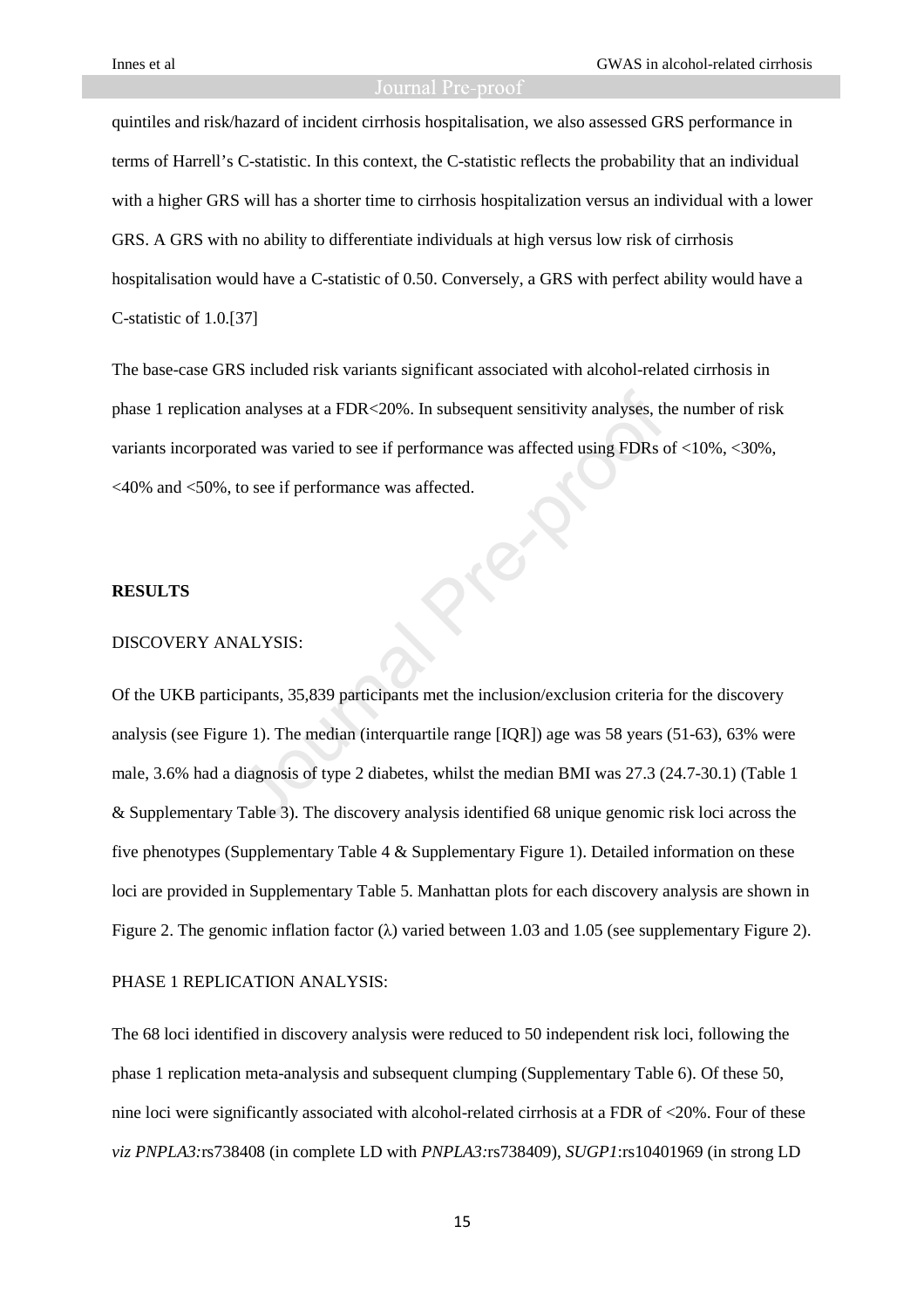quintiles and risk/hazard of incident cirrhosis hospitalisation, we also assessed GRS performance in terms of Harrell's C-statistic. In this context, the C-statistic reflects the probability that an individual with a higher GRS will has a shorter time to cirrhosis hospitalization versus an individual with a lower GRS. A GRS with no ability to differentiate individuals at high versus low risk of cirrhosis hospitalisation would have a C-statistic of 0.50. Conversely, a GRS with perfect ability would have a C-statistic of 1.0.[37]

The base-case GRS included risk variants significant associated with alcohol-related cirrhosis in phase 1 replication analyses at a FDR<20%. In subsequent sensitivity analyses, the number of risk variants incorporated was varied to see if performance was affected using FDRs of <10%, <30%, <40% and <50%, to see if performance was affected.

## RESULTS

### DISCOVERY ANALYSIS:

Of the UKB participants, 35,839 participants met the inclusion/exclusion criteria for the discovery analysis (see Figure 1). The median (interquartile range [IQR]) age was 58 years (51-63), 63% were male, 3.6% had a diagnosis of type 2 diabetes, whilst the median BMI was 27.3 (24.7-30.1) (Table 1 & Supplementary Table 3). The discovery analysis identified 68 unique genomic risk loci across the five phenotypes (Supplementary Table 4 & Supplementary Figure 1). Detailed information on these loci are provided in Supplementary Table 5. Manhattan plots for each discovery analysis are shown in Figure 2. The genomic inflation factor (λ) varied between 1.03 and 1.05 (see supplementary Figure 2).

### PHASE 1 REPLICATION ANALYSIS:

The 68 loci identified in discovery analysis were reduced to 50 independent risk loci, following the phase 1 replication meta-analysis and subsequent clumping (Supplementary Table 6). Of these 50, nine loci were significantly associated with alcohol-related cirrhosis at a FDR of <20%. Four of these *viz PNPLA3:*rs738408 (in complete LD with *PNPLA3:*rs738409), *SUGP1*:rs10401969 (in strong LD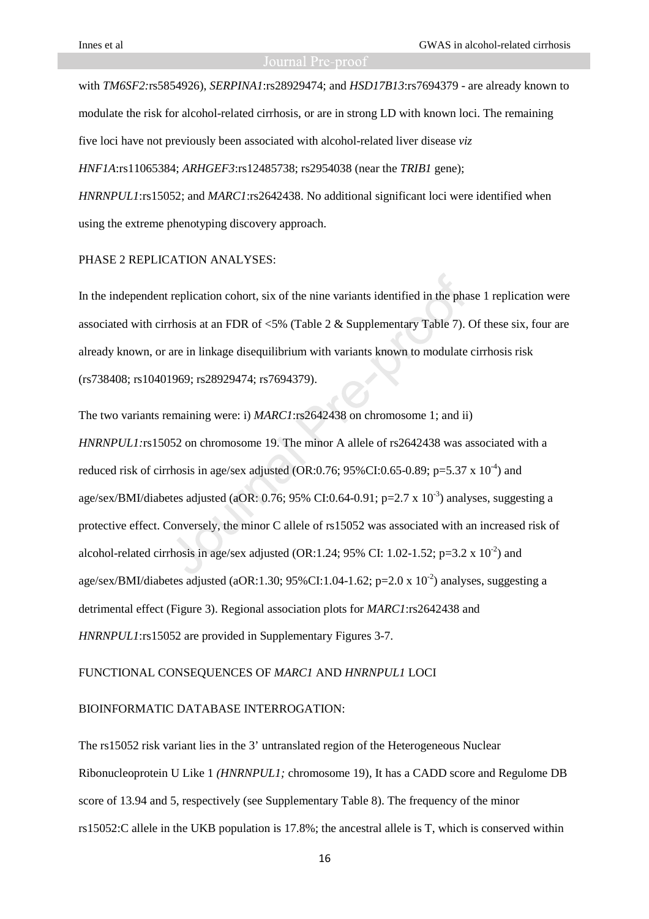with *TM6SF2:*rs5854926), *SERPINA1*:rs28929474; and *HSD17B13*:rs7694379 - are already known to modulate the risk for alcohol-related cirrhosis, or are in strong LD with known loci. The remaining five loci have not previously been associated with alcohol-related liver disease *viz* *HNF1A*:rs11065384; *ARHGEF3*:rs12485738; rs2954038 (near the *TRIB1* gene); *HNRNPUL1*:rs15052; and *MARC1*:rs2642438. No additional significant loci were identified when using the extreme phenotyping discovery approach.

PHASE 2 REPLICATION ANALYSES:

In the independent replication cohort, six of the nine variants identified in the phase 1 replication were associated with cirrhosis at an FDR of <5% (Table 2 & Supplementary Table 7). Of these six, four are already known, or are in linkage disequilibrium with variants known to modulate cirrhosis risk (rs738408; rs10401969; rs28929474; rs7694379).

The two variants remaining were: i) *MARC1*:rs2642438 on chromosome 1; and ii) *HNRNPUL1:*rs15052 on chromosome 19. The minor A allele of rs2642438 was associated with a reduced risk of cirrhosis in age/sex adjusted (OR:0.76; 95%CI:0.65-0.89; p=5.37 x $10^{-4}$) and age/sex/BMI/diabetes adjusted (aOR: 0.76; 95% CI:0.64-0.91; p=2.7 x $10^{-3}$) analyses, suggesting a protective effect. Conversely, the minor C allele of rs15052 was associated with an increased risk of alcohol-related cirrhosis in age/sex adjusted (OR:1.24; 95% CI: 1.02-1.52; p=3.2 x $10^{-2}$) and age/sex/BMI/diabetes adjusted (aOR:1.30; 95%CI:1.04-1.62; p=2.0 x $10^{-2}$) analyses, suggesting a detrimental effect (Figure 3). Regional association plots for *MARC1*:rs2642438 and *HNRNPUL1*:rs15052 are provided in Supplementary Figures 3-7.

FUNCTIONAL CONSEQUENCES OF *MARC1* AND *HNRNPUL1* LOCI

BIOINFORMATIC DATABASE INTERROGATION:

The rs15052 risk variant lies in the 3' untranslated region of the Heterogeneous Nuclear Ribonucleoprotein U Like 1 *(HNRNPUL1;* chromosome 19), It has a CADD score and Regulome DB score of 13.94 and 5, respectively (see Supplementary Table 8). The frequency of the minor rs15052:C allele in the UKB population is 17.8%; the ancestral allele is T, which is conserved within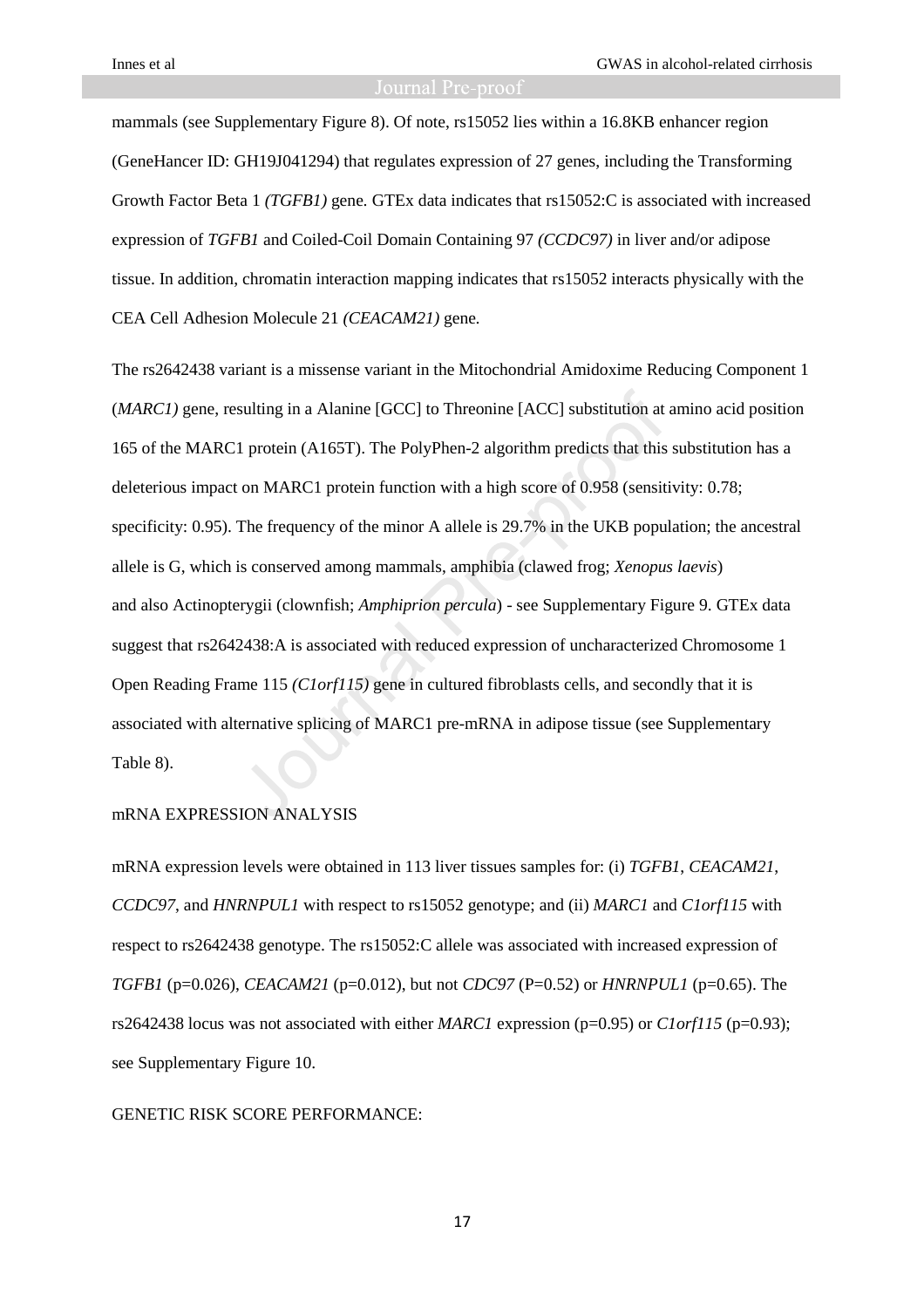mammals (see Supplementary Figure 8). Of note, rs15052 lies within a 16.8KB enhancer region (GeneHancer ID: GH19J041294) that regulates expression of 27 genes, including the Transforming Growth Factor Beta 1 *(TGFB1)* gene. GTEx data indicates that rs15052:C is associated with increased expression of *TGFB1* and Coiled-Coil Domain Containing 97 *(CCDC97)* in liver and/or adipose tissue. In addition, chromatin interaction mapping indicates that rs15052 interacts physically with the CEA Cell Adhesion Molecule 21 *(CEACAM21)* gene.

The rs2642438 variant is a missense variant in the Mitochondrial Amidoxime Reducing Component 1 (*MARC1)* gene, resulting in a Alanine [GCC] to Threonine [ACC] substitution at amino acid position 165 of the MARC1 protein (A165T). The PolyPhen-2 algorithm predicts that this substitution has a deleterious impact on MARC1 protein function with a high score of 0.958 (sensitivity: 0.78; specificity: 0.95). The frequency of the minor A allele is 29.7% in the UKB population; the ancestral allele is G, which is conserved among mammals, amphibia (clawed frog; *Xenopus laevis*) and also Actinopterygii (clownfish; *Amphiprion percula*) - see Supplementary Figure 9. GTEx data suggest that rs2642438:A is associated with reduced expression of uncharacterized Chromosome 1 Open Reading Frame 115 *(C1orf115)* gene in cultured fibroblasts cells, and secondly that it is associated with alternative splicing of MARC1 pre-mRNA in adipose tissue (see Supplementary Table 8).

## mRNA EXPRESSION ANALYSIS

mRNA expression levels were obtained in 113 liver tissues samples for: (i) *TGFB1*, *CEACAM21*, *CCDC97*, and *HNRNPUL1* with respect to rs15052 genotype; and (ii) *MARC1* and *C1orf115* with respect to rs2642438 genotype. The rs15052:C allele was associated with increased expression of *TGFB1* (p=0.026), *CEACAM21* (p=0.012), but not *CDC97* (P=0.52) or *HNRNPUL1* (p=0.65). The rs2642438 locus was not associated with either *MARC1* expression (p=0.95) or *C1orf115* (p=0.93); see Supplementary Figure 10.

## GENETIC RISK SCORE PERFORMANCE: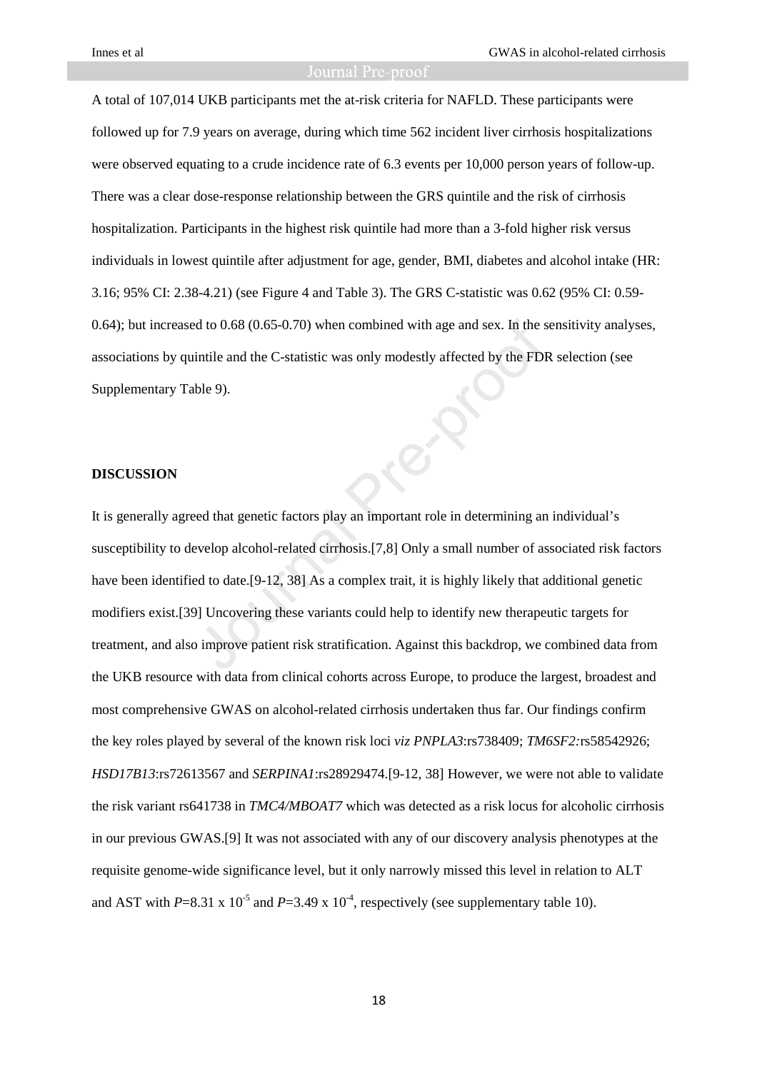A total of 107,014 UKB participants met the at-risk criteria for NAFLD. These participants were followed up for 7.9 years on average, during which time 562 incident liver cirrhosis hospitalizations were observed equating to a crude incidence rate of 6.3 events per 10,000 person years of follow-up. There was a clear dose-response relationship between the GRS quintile and the risk of cirrhosis hospitalization. Participants in the highest risk quintile had more than a 3-fold higher risk versus individuals in lowest quintile after adjustment for age, gender, BMI, diabetes and alcohol intake (HR: 3.16; 95% CI: 2.38-4.21) (see Figure 4 and Table 3). The GRS C-statistic was 0.62 (95% CI: 0.59-0.64); but increased to 0.68 (0.65-0.70) when combined with age and sex. In the sensitivity analyses, associations by quintile and the C-statistic was only modestly affected by the FDR selection (see Supplementary Table 9).

## DISCUSSION

It is generally agreed that genetic factors play an important role in determining an individual's susceptibility to develop alcohol-related cirrhosis.[7,8] Only a small number of associated risk factors have been identified to date.[9-12, 38] As a complex trait, it is highly likely that additional genetic modifiers exist.[39] Uncovering these variants could help to identify new therapeutic targets for treatment, and also improve patient risk stratification. Against this backdrop, we combined data from the UKB resource with data from clinical cohorts across Europe, to produce the largest, broadest and most comprehensive GWAS on alcohol-related cirrhosis undertaken thus far. Our findings confirm the key roles played by several of the known risk loci *viz PNPLA3*:rs738409; *TM6SF2:*rs58542926; *HSD17B13*:rs72613567 and *SERPINA1*:rs28929474.[9-12, 38] However, we were not able to validate the risk variant rs641738 in *TMC4/MBOAT7* which was detected as a risk locus for alcoholic cirrhosis in our previous GWAS.[9] It was not associated with any of our discovery analysis phenotypes at the requisite genome-wide significance level, but it only narrowly missed this level in relation to ALT and AST with $P=8.31 \times 10^{-5}$ and $P=3.49 \times 10^{-4}$, respectively (see supplementary table 10).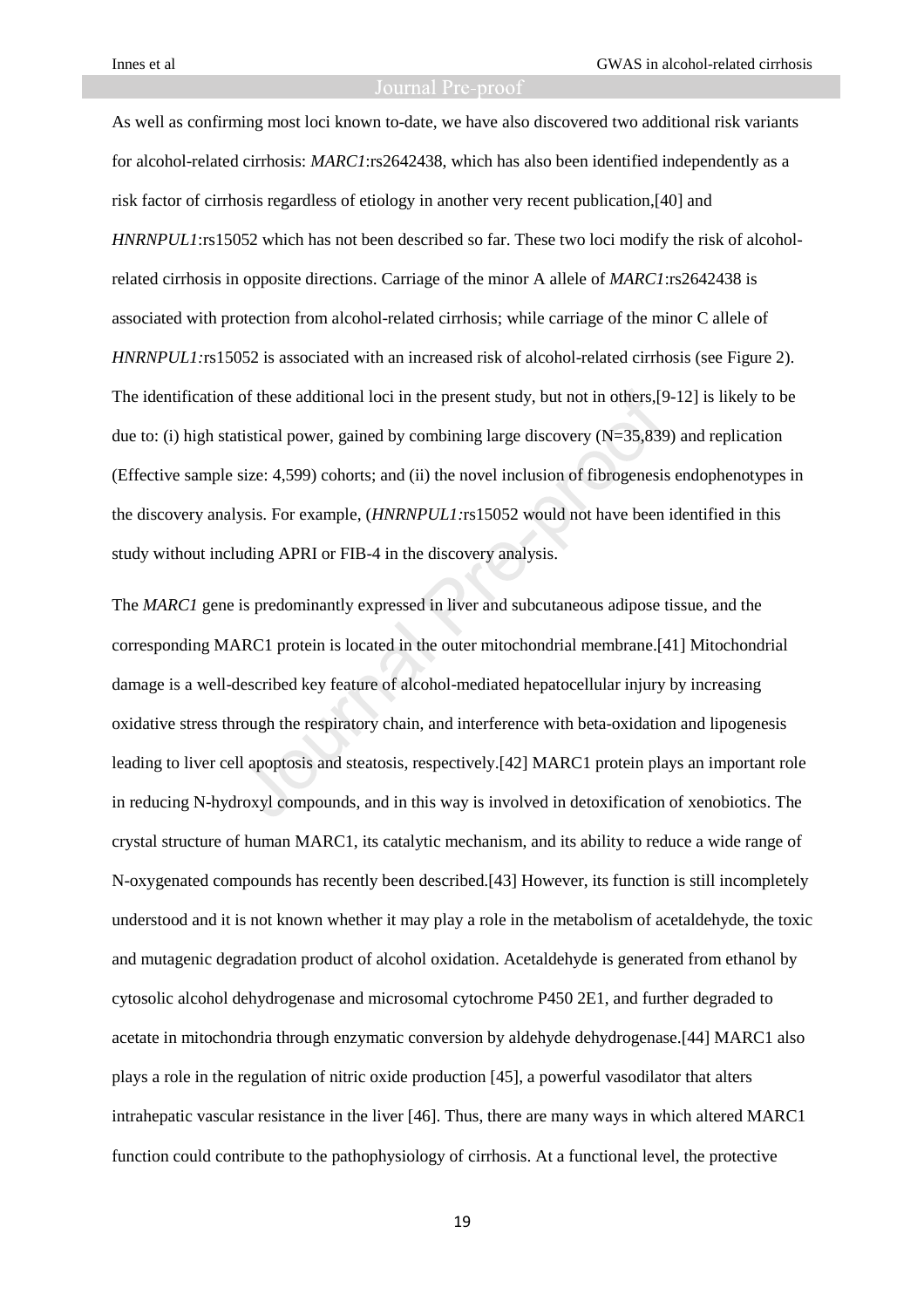As well as confirming most loci known to-date, we have also discovered two additional risk variants for alcohol-related cirrhosis: *MARC1*:rs2642438, which has also been identified independently as a risk factor of cirrhosis regardless of etiology in another very recent publication,[40] and *HNRNPUL1*:rs15052 which has not been described so far. These two loci modify the risk of alcohol-related cirrhosis in opposite directions. Carriage of the minor A allele of *MARC1*:rs2642438 is associated with protection from alcohol-related cirrhosis; while carriage of the minor C allele of *HNRNPUL1*:rs15052 is associated with an increased risk of alcohol-related cirrhosis (see Figure 2). The identification of these additional loci in the present study, but not in others,[9-12] is likely to be due to: (i) high statistical power, gained by combining large discovery (N=35,839) and replication (Effective sample size: 4,599) cohorts; and (ii) the novel inclusion of fibrogenesis endophenotypes in the discovery analysis. For example, (*HNRNPUL1*:rs15052 would not have been identified in this study without including APRI or FIB-4 in the discovery analysis.

The *MARC1* gene is predominantly expressed in liver and subcutaneous adipose tissue, and the corresponding MARC1 protein is located in the outer mitochondrial membrane.[41] Mitochondrial damage is a well-described key feature of alcohol-mediated hepatocellular injury by increasing oxidative stress through the respiratory chain, and interference with beta-oxidation and lipogenesis leading to liver cell apoptosis and steatosis, respectively.[42] MARC1 protein plays an important role in reducing N-hydroxyl compounds, and in this way is involved in detoxification of xenobiotics. The crystal structure of human MARC1, its catalytic mechanism, and its ability to reduce a wide range of N-oxygenated compounds has recently been described.[43] However, its function is still incompletely understood and it is not known whether it may play a role in the metabolism of acetaldehyde, the toxic and mutagenic degradation product of alcohol oxidation. Acetaldehyde is generated from ethanol by cytosolic alcohol dehydrogenase and microsomal cytochrome P450 2E1, and further degraded to acetate in mitochondria through enzymatic conversion by aldehyde dehydrogenase.[44] MARC1 also plays a role in the regulation of nitric oxide production [45], a powerful vasodilator that alters intrahepatic vascular resistance in the liver [46]. Thus, there are many ways in which altered MARC1 function could contribute to the pathophysiology of cirrhosis. At a functional level, the protective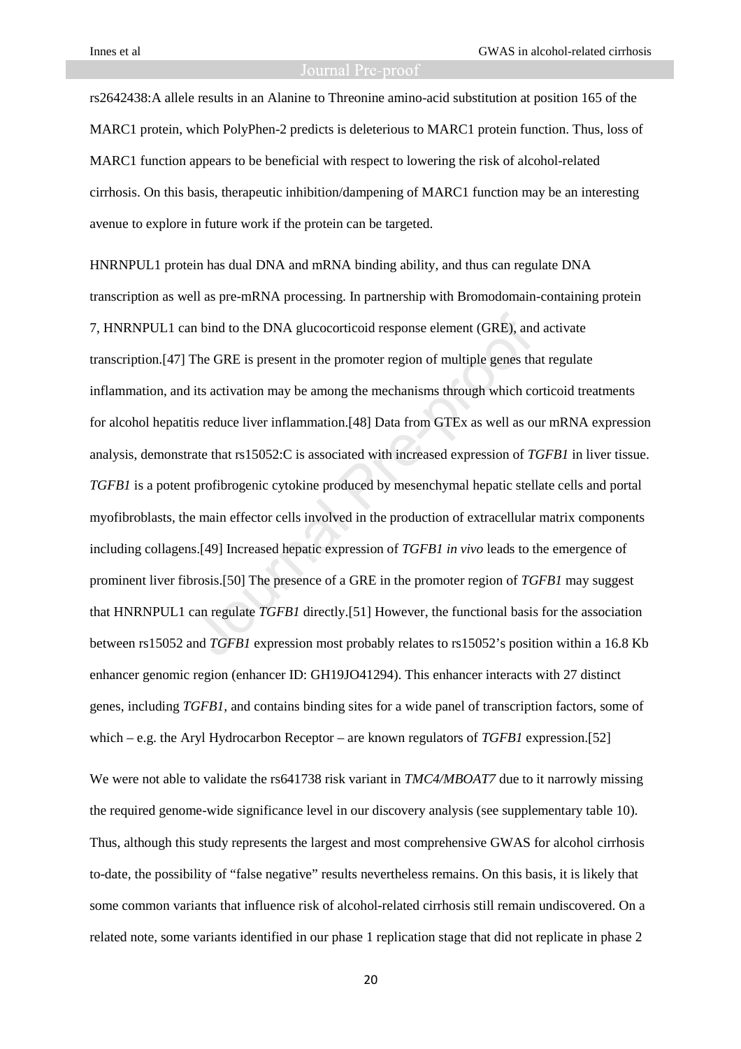rs2642438:A allele results in an Alanine to Threonine amino-acid substitution at position 165 of the MARC1 protein, which PolyPhen-2 predicts is deleterious to MARC1 protein function. Thus, loss of MARC1 function appears to be beneficial with respect to lowering the risk of alcohol-related cirrhosis. On this basis, therapeutic inhibition/dampening of MARC1 function may be an interesting avenue to explore in future work if the protein can be targeted.

HNRNPUL1 protein has dual DNA and mRNA binding ability, and thus can regulate DNA transcription as well as pre-mRNA processing. In partnership with Bromodomain-containing protein 7, HNRNPUL1 can bind to the DNA glucocorticoid response element (GRE), and activate transcription.[47] The GRE is present in the promoter region of multiple genes that regulate inflammation, and its activation may be among the mechanisms through which corticoid treatments for alcohol hepatitis reduce liver inflammation.[48] Data from GTEx as well as our mRNA expression analysis, demonstrate that rs15052:C is associated with increased expression of *TGFB1* in liver tissue. *TGFB1* is a potent profibrogenic cytokine produced by mesenchymal hepatic stellate cells and portal myofibroblasts, the main effector cells involved in the production of extracellular matrix components including collagens.[49] Increased hepatic expression of *TGFB1 in vivo* leads to the emergence of prominent liver fibrosis.[50] The presence of a GRE in the promoter region of *TGFB1* may suggest that HNRNPUL1 can regulate *TGFB1* directly.[51] However, the functional basis for the association between rs15052 and *TGFB1* expression most probably relates to rs15052's position within a 16.8 Kb enhancer genomic region (enhancer ID: GH19JO41294). This enhancer interacts with 27 distinct genes, including *TGFB1,* and contains binding sites for a wide panel of transcription factors, some of which – e.g. the Aryl Hydrocarbon Receptor – are known regulators of *TGFB1* expression.[52]

We were not able to validate the rs641738 risk variant in *TMC4/MBOAT7* due to it narrowly missing the required genome-wide significance level in our discovery analysis (see supplementary table 10). Thus, although this study represents the largest and most comprehensive GWAS for alcohol cirrhosis to-date, the possibility of "false negative" results nevertheless remains. On this basis, it is likely that some common variants that influence risk of alcohol-related cirrhosis still remain undiscovered. On a related note, some variants identified in our phase 1 replication stage that did not replicate in phase 2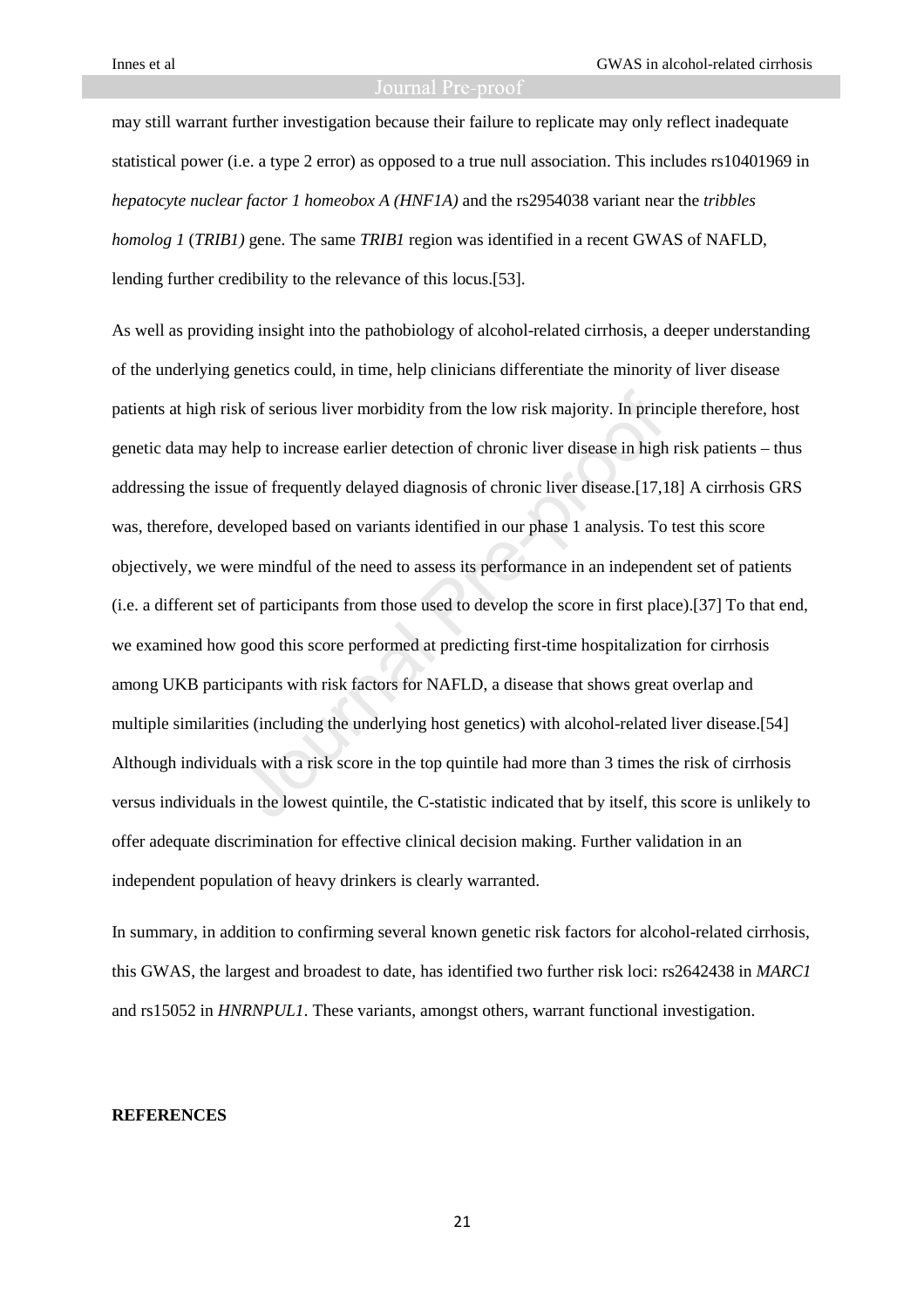may still warrant further investigation because their failure to replicate may only reflect inadequate statistical power (i.e. a type 2 error) as opposed to a true null association. This includes rs10401969 in *hepatocyte nuclear factor 1 homeobox A (HNF1A)* and the rs2954038 variant near the *tribbles homolog 1* (*TRIB1)* gene. The same *TRIB1* region was identified in a recent GWAS of NAFLD, lending further credibility to the relevance of this locus.[53].

As well as providing insight into the pathobiology of alcohol-related cirrhosis, a deeper understanding of the underlying genetics could, in time, help clinicians differentiate the minority of liver disease patients at high risk of serious liver morbidity from the low risk majority. In principle therefore, host genetic data may help to increase earlier detection of chronic liver disease in high risk patients – thus addressing the issue of frequently delayed diagnosis of chronic liver disease.[17,18] A cirrhosis GRS was, therefore, developed based on variants identified in our phase 1 analysis. To test this score objectively, we were mindful of the need to assess its performance in an independent set of patients (i.e. a different set of participants from those used to develop the score in first place).[37] To that end, we examined how good this score performed at predicting first-time hospitalization for cirrhosis among UKB participants with risk factors for NAFLD, a disease that shows great overlap and multiple similarities (including the underlying host genetics) with alcohol-related liver disease.[54] Although individuals with a risk score in the top quintile had more than 3 times the risk of cirrhosis versus individuals in the lowest quintile, the C-statistic indicated that by itself, this score is unlikely to offer adequate discrimination for effective clinical decision making. Further validation in an independent population of heavy drinkers is clearly warranted.

In summary, in addition to confirming several known genetic risk factors for alcohol-related cirrhosis, this GWAS, the largest and broadest to date, has identified two further risk loci: rs2642438 in *MARC1* and rs15052 in *HNRNPUL1*. These variants, amongst others, warrant functional investigation.

**REFERENCES**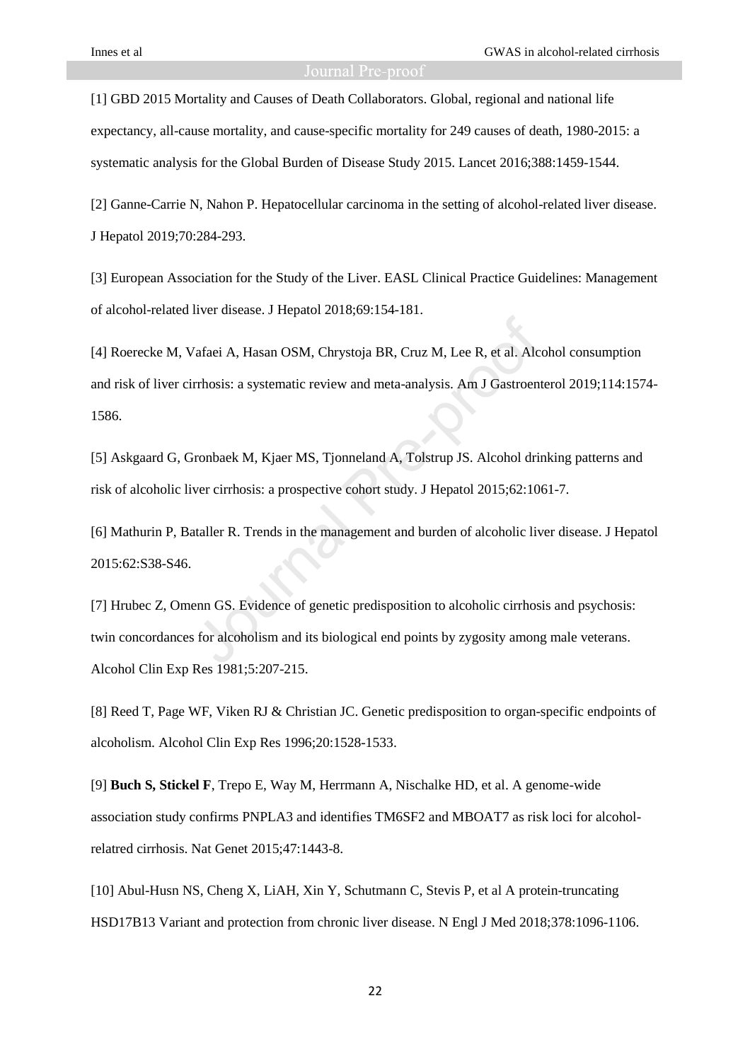[1] GBD 2015 Mortality and Causes of Death Collaborators. Global, regional and national life expectancy, all-cause mortality, and cause-specific mortality for 249 causes of death, 1980-2015: a systematic analysis for the Global Burden of Disease Study 2015. Lancet 2016;388:1459-1544.

[2] Ganne-Carrie N, Nahon P. Hepatocellular carcinoma in the setting of alcohol-related liver disease. J Hepatol 2019;70:284-293.

[3] European Association for the Study of the Liver. EASL Clinical Practice Guidelines: Management of alcohol-related liver disease. J Hepatol 2018;69:154-181.

[4] Roerecke M, Vafaei A, Hasan OSM, Chrystoja BR, Cruz M, Lee R, et al. Alcohol consumption and risk of liver cirrhosis: a systematic review and meta-analysis. Am J Gastroenterol 2019;114:1574-1586.

[5] Askgaard G, Gronbaek M, Kjaer MS, Tjonneland A, Tolstrup JS. Alcohol drinking patterns and risk of alcoholic liver cirrhosis: a prospective cohort study. J Hepatol 2015;62:1061-7.

[6] Mathurin P, Bataller R. Trends in the management and burden of alcoholic liver disease. J Hepatol 2015:62:S38-S46.

[7] Hrubec Z, Omenn GS. Evidence of genetic predisposition to alcoholic cirrhosis and psychosis: twin concordances for alcoholism and its biological end points by zygosity among male veterans. Alcohol Clin Exp Res 1981;5:207-215.

[8] Reed T, Page WF, Viken RJ & Christian JC. Genetic predisposition to organ-specific endpoints of alcoholism. Alcohol Clin Exp Res 1996;20:1528-1533.

[9] **Buch S, Stickel F**, Trepo E, Way M, Herrmann A, Nischalke HD, et al. A genome-wide association study confirms PNPLA3 and identifies TM6SF2 and MBOAT7 as risk loci for alcohol-relatred cirrhosis. Nat Genet 2015;47:1443-8.

[10] Abul-Husn NS, Cheng X, LiAH, Xin Y, Schutmann C, Stevis P, et al A protein-truncating HSD17B13 Variant and protection from chronic liver disease. N Engl J Med 2018;378:1096-1106.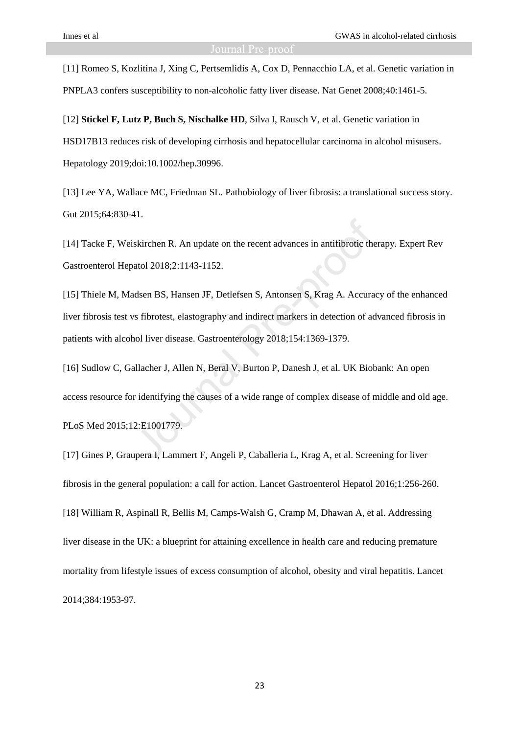[11] Romeo S, Kozlitina J, Xing C, Pertsemlidis A, Cox D, Pennacchio LA, et al. Genetic variation in PNPLA3 confers susceptibility to non-alcoholic fatty liver disease. Nat Genet 2008;40:1461-5.

[12] **Stickel F, Lutz P, Buch S, Nischalke HD**, Silva I, Rausch V, et al. Genetic variation in HSD17B13 reduces risk of developing cirrhosis and hepatocellular carcinoma in alcohol misusers. Hepatology 2019;doi:10.1002/hep.30996.

[13] Lee YA, Wallace MC, Friedman SL. Pathobiology of liver fibrosis: a translational success story. Gut 2015;64:830-41.

[14] Tacke F, Weiskirchen R. An update on the recent advances in antifibrotic therapy. Expert Rev Gastroenterol Hepatol 2018;2:1143-1152.

[15] Thiele M, Madsen BS, Hansen JF, Detlefsen S, Antonsen S, Krag A. Accuracy of the enhanced liver fibrosis test vs fibrotest, elastography and indirect markers in detection of advanced fibrosis in patients with alcohol liver disease. Gastroenterology 2018;154:1369-1379.

[16] Sudlow C, Gallacher J, Allen N, Beral V, Burton P, Danesh J, et al. UK Biobank: An open access resource for identifying the causes of a wide range of complex disease of middle and old age. PLoS Med 2015;12:E1001779.

[17] Gines P, Graupera I, Lammert F, Angeli P, Caballeria L, Krag A, et al. Screening for liver fibrosis in the general population: a call for action. Lancet Gastroenterol Hepatol 2016;1:256-260.

[18] William R, Aspinall R, Bellis M, Camps-Walsh G, Cramp M, Dhawan A, et al. Addressing liver disease in the UK: a blueprint for attaining excellence in health care and reducing premature mortality from lifestyle issues of excess consumption of alcohol, obesity and viral hepatitis. Lancet 2014;384:1953-97.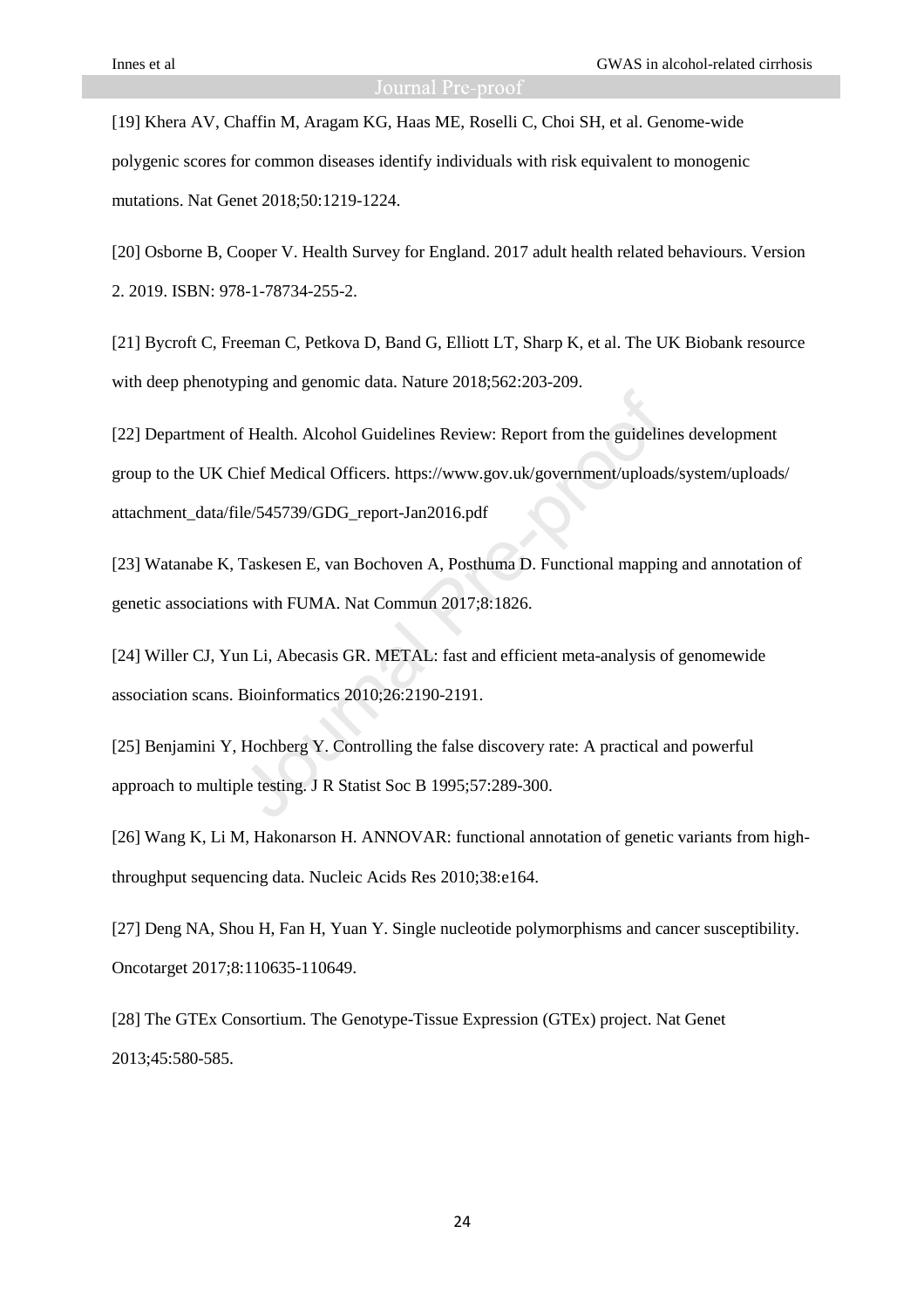[19] Khera AV, Chaffin M, Aragam KG, Haas ME, Roselli C, Choi SH, et al. Genome-wide polygenic scores for common diseases identify individuals with risk equivalent to monogenic mutations. Nat Genet 2018;50:1219-1224.

[20] Osborne B, Cooper V. Health Survey for England. 2017 adult health related behaviours. Version 2. 2019. ISBN: 978-1-78734-255-2.

[21] Bycroft C, Freeman C, Petkova D, Band G, Elliott LT, Sharp K, et al. The UK Biobank resource with deep phenotyping and genomic data. Nature 2018;562:203-209.

[22] Department of Health. Alcohol Guidelines Review: Report from the guidelines development group to the UK Chief Medical Officers. https://www.gov.uk/government/uploads/system/uploads/attachment_data/file/545739/GDG_report-Jan2016.pdf

[23] Watanabe K, Taskesen E, van Bochoven A, Posthuma D. Functional mapping and annotation of genetic associations with FUMA. Nat Commun 2017;8:1826.

[24] Willer CJ, Yun Li, Abecasis GR. METAL: fast and efficient meta-analysis of genomewide association scans. Bioinformatics 2010;26:2190-2191.

[25] Benjamini Y, Hochberg Y. Controlling the false discovery rate: A practical and powerful approach to multiple testing. J R Statist Soc B 1995;57:289-300.

[26] Wang K, Li M, Hakonarson H. ANNOVAR: functional annotation of genetic variants from high-throughput sequencing data. Nucleic Acids Res 2010;38:e164.

[27] Deng NA, Shou H, Fan H, Yuan Y. Single nucleotide polymorphisms and cancer susceptibility. Oncotarget 2017;8:110635-110649.

[28] The GTEx Consortium. The Genotype-Tissue Expression (GTEx) project. Nat Genet 2013;45:580-585.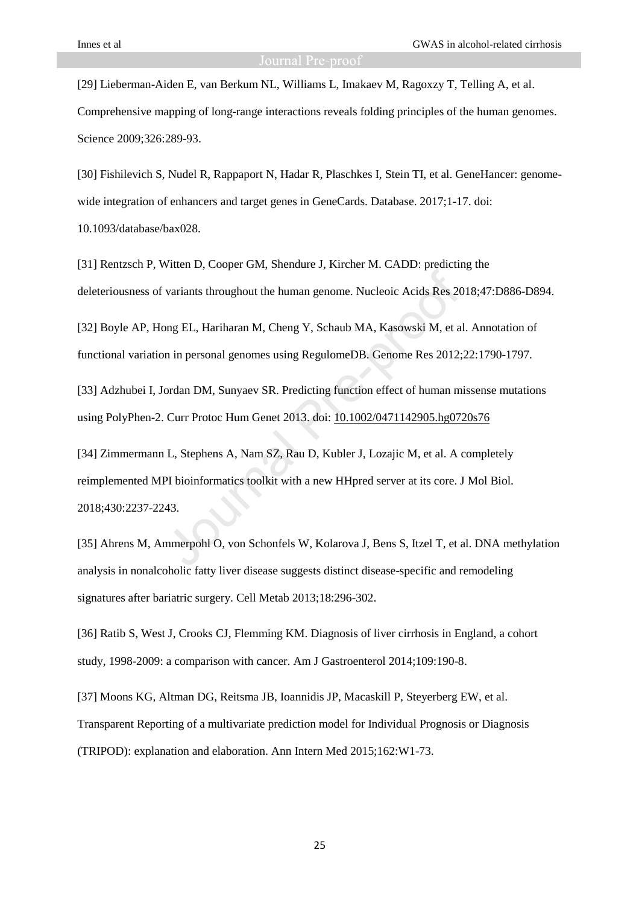[29] Lieberman-Aiden E, van Berkum NL, Williams L, Imakaev M, Ragoxzy T, Telling A, et al. Comprehensive mapping of long-range interactions reveals folding principles of the human genomes. Science 2009;326:289-93.

[30] Fishilevich S, Nudel R, Rappaport N, Hadar R, Plaschkes I, Stein TI, et al. GeneHancer: genome-wide integration of enhancers and target genes in GeneCards. Database. 2017;1-17. doi: 10.1093/database/bax028.

[31] Rentzsch P, Witten D, Cooper GM, Shendure J, Kircher M. CADD: predicting the deleteriousness of variants throughout the human genome. Nucleoic Acids Res 2018;47:D886-D894.

[32] Boyle AP, Hong EL, Hariharan M, Cheng Y, Schaub MA, Kasowski M, et al. Annotation of functional variation in personal genomes using RegulomeDB. Genome Res 2012;22:1790-1797.

[33] Adzhubei I, Jordan DM, Sunyaev SR. Predicting function effect of human missense mutations using PolyPhen-2. Curr Protoc Hum Genet 2013. doi: 10.1002/0471142905.hg0720s76

[34] Zimmermann L, Stephens A, Nam SZ, Rau D, Kubler J, Lozajic M, et al. A completely reimplemented MPI bioinformatics toolkit with a new HHpred server at its core. J Mol Biol. 2018;430:2237-2243.

[35] Ahrens M, Ammerpohl O, von Schonfels W, Kolarova J, Bens S, Itzel T, et al. DNA methylation analysis in nonalcoholic fatty liver disease suggests distinct disease-specific and remodeling signatures after bariatric surgery. Cell Metab 2013;18:296-302.

[36] Ratib S, West J, Crooks CJ, Flemming KM. Diagnosis of liver cirrhosis in England, a cohort study, 1998-2009: a comparison with cancer. Am J Gastroenterol 2014;109:190-8.

[37] Moons KG, Altman DG, Reitsma JB, Ioannidis JP, Macaskill P, Steyerberg EW, et al. Transparent Reporting of a multivariate prediction model for Individual Prognosis or Diagnosis (TRIPOD): explanation and elaboration. Ann Intern Med 2015;162:W1-73.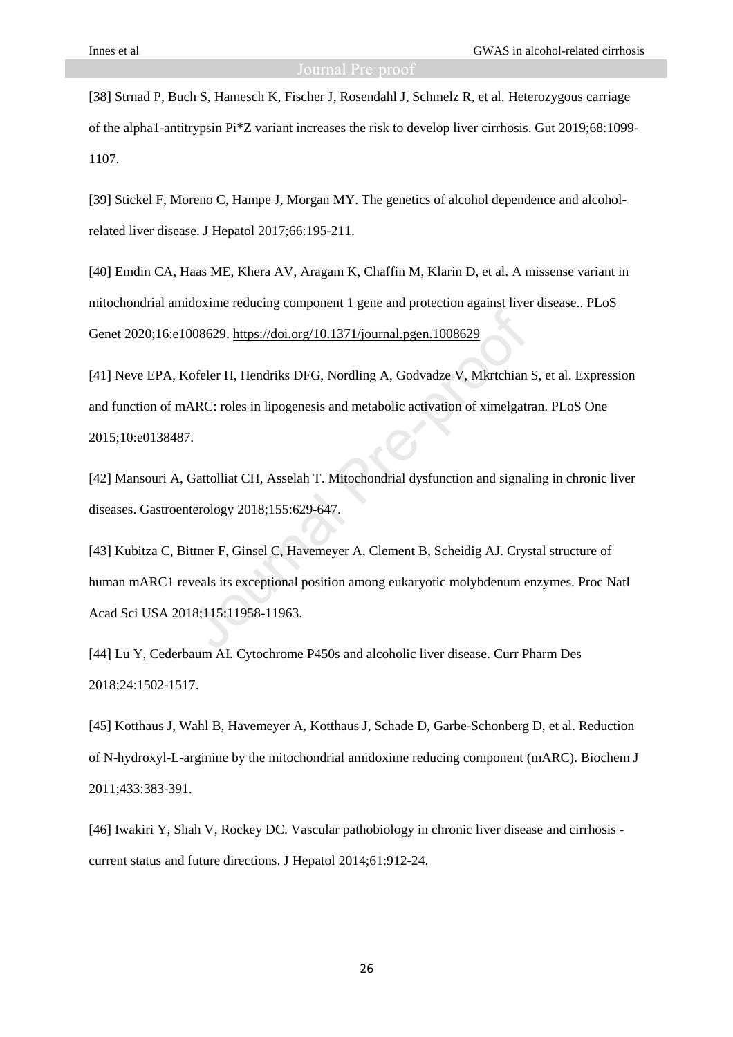[38] Strnad P, Buch S, Hamesch K, Fischer J, Rosendahl J, Schmelz R, et al. Heterozygous carriage of the alpha1-antitrypsin Pi*Z variant increases the risk to develop liver cirrhosis. Gut 2019;68:1099-1107.

[39] Stickel F, Moreno C, Hampe J, Morgan MY. The genetics of alcohol dependence and alcohol-related liver disease. J Hepatol 2017;66:195-211.

[40] Emdin CA, Haas ME, Khera AV, Aragam K, Chaffin M, Klarin D, et al. A missense variant in mitochondrial amidoxime reducing component 1 gene and protection against liver disease.. PLoS Genet 2020;16:e1008629. https://doi.org/10.1371/journal.pgen.1008629

[41] Neve EPA, Kofeler H, Hendriks DFG, Nordling A, Godvadze V, Mkrtchian S, et al. Expression and function of mARC: roles in lipogenesis and metabolic activation of ximelgatran. PLoS One 2015;10:e0138487.

[42] Mansouri A, Gattolliat CH, Asselah T. Mitochondrial dysfunction and signaling in chronic liver diseases. Gastroenterology 2018;155:629-647.

[43] Kubitza C, Bittner F, Ginsel C, Havemeyer A, Clement B, Scheidig AJ. Crystal structure of human mARC1 reveals its exceptional position among eukaryotic molybdenum enzymes. Proc Natl Acad Sci USA 2018;115:11958-11963.

[44] Lu Y, Cederbaum AI. Cytochrome P450s and alcoholic liver disease. Curr Pharm Des 2018;24:1502-1517.

[45] Kotthaus J, Wahl B, Havemeyer A, Kotthaus J, Schade D, Garbe-Schonberg D, et al. Reduction of N-hydroxyl-L-arginine by the mitochondrial amidoxime reducing component (mARC). Biochem J 2011;433:383-391.

[46] Iwakiri Y, Shah V, Rockey DC. Vascular pathobiology in chronic liver disease and cirrhosis - current status and future directions. J Hepatol 2014;61:912-24.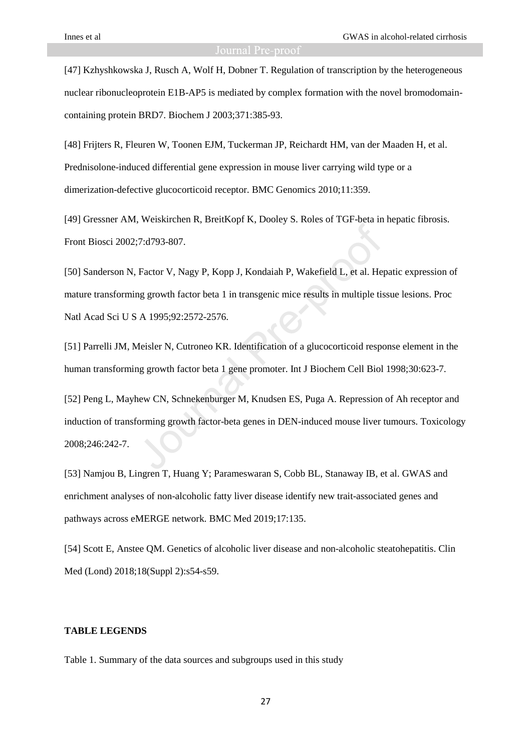[47] Kzhyshkowska J, Rusch A, Wolf H, Dobner T. Regulation of transcription by the heterogeneous nuclear ribonucleoprotein E1B-AP5 is mediated by complex formation with the novel bromodomain-containing protein BRD7. Biochem J 2003;371:385-93.

[48] Frijters R, Fleuren W, Toonen EJM, Tuckerman JP, Reichardt HM, van der Maaden H, et al. Prednisolone-induced differential gene expression in mouse liver carrying wild type or a dimerization-defective glucocorticoid receptor. BMC Genomics 2010;11:359.

[49] Gressner AM, Weiskirchen R, BreitKopf K, Dooley S. Roles of TGF-beta in hepatic fibrosis. Front Biosci 2002;7:d793-807.

[50] Sanderson N, Factor V, Nagy P, Kopp J, Kondaiah P, Wakefield L, et al. Hepatic expression of mature transforming growth factor beta 1 in transgenic mice results in multiple tissue lesions. Proc Natl Acad Sci U S A 1995;92:2572-2576.

[51] Parrelli JM, Meisler N, Cutroneo KR. Identification of a glucocorticoid response element in the human transforming growth factor beta 1 gene promoter. Int J Biochem Cell Biol 1998;30:623-7.

[52] Peng L, Mayhew CN, Schnekenburger M, Knudsen ES, Puga A. Repression of Ah receptor and induction of transforming growth factor-beta genes in DEN-induced mouse liver tumours. Toxicology 2008;246:242-7.

[53] Namjou B, Lingren T, Huang Y; Parameswaran S, Cobb BL, Stanaway IB, et al. GWAS and enrichment analyses of non-alcoholic fatty liver disease identify new trait-associated genes and pathways across eMERGE network. BMC Med 2019;17:135.

[54] Scott E, Anstee QM. Genetics of alcoholic liver disease and non-alcoholic steatohepatitis. Clin Med (Lond) 2018;18(Suppl 2):s54-s59.

**TABLE LEGENDS**

Table 1. Summary of the data sources and subgroups used in this study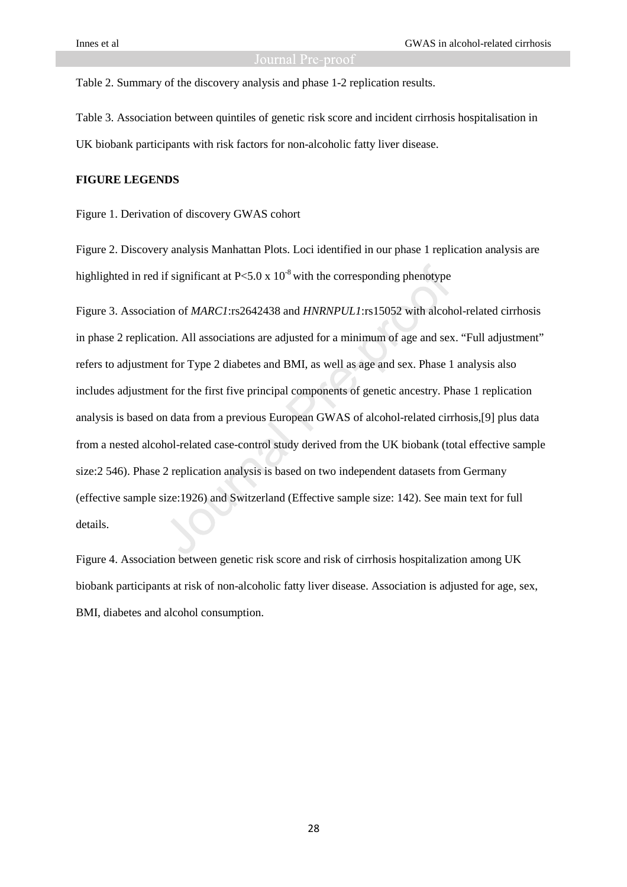Table 2. Summary of the discovery analysis and phase 1-2 replication results.

Table 3. Association between quintiles of genetic risk score and incident cirrhosis hospitalisation in UK biobank participants with risk factors for non-alcoholic fatty liver disease.

**FIGURE LEGENDS**

Figure 1. Derivation of discovery GWAS cohort

Figure 2. Discovery analysis Manhattan Plots. Loci identified in our phase 1 replication analysis are highlighted in red if significant at $P<5.0 \times 10^{-8}$ with the corresponding phenotype

Figure 3. Association of *MARC1*:rs2642438 and *HNRNPUL1*:rs15052 with alcohol-related cirrhosis in phase 2 replication. All associations are adjusted for a minimum of age and sex. "Full adjustment" refers to adjustment for Type 2 diabetes and BMI, as well as age and sex. Phase 1 analysis also includes adjustment for the first five principal components of genetic ancestry. Phase 1 replication analysis is based on data from a previous European GWAS of alcohol-related cirrhosis,[9] plus data from a nested alcohol-related case-control study derived from the UK biobank (total effective sample size:2 546). Phase 2 replication analysis is based on two independent datasets from Germany (effective sample size:1926) and Switzerland (Effective sample size: 142). See main text for full details.

Figure 4. Association between genetic risk score and risk of cirrhosis hospitalization among UK biobank participants at risk of non-alcoholic fatty liver disease. Association is adjusted for age, sex, BMI, diabetes and alcohol consumption.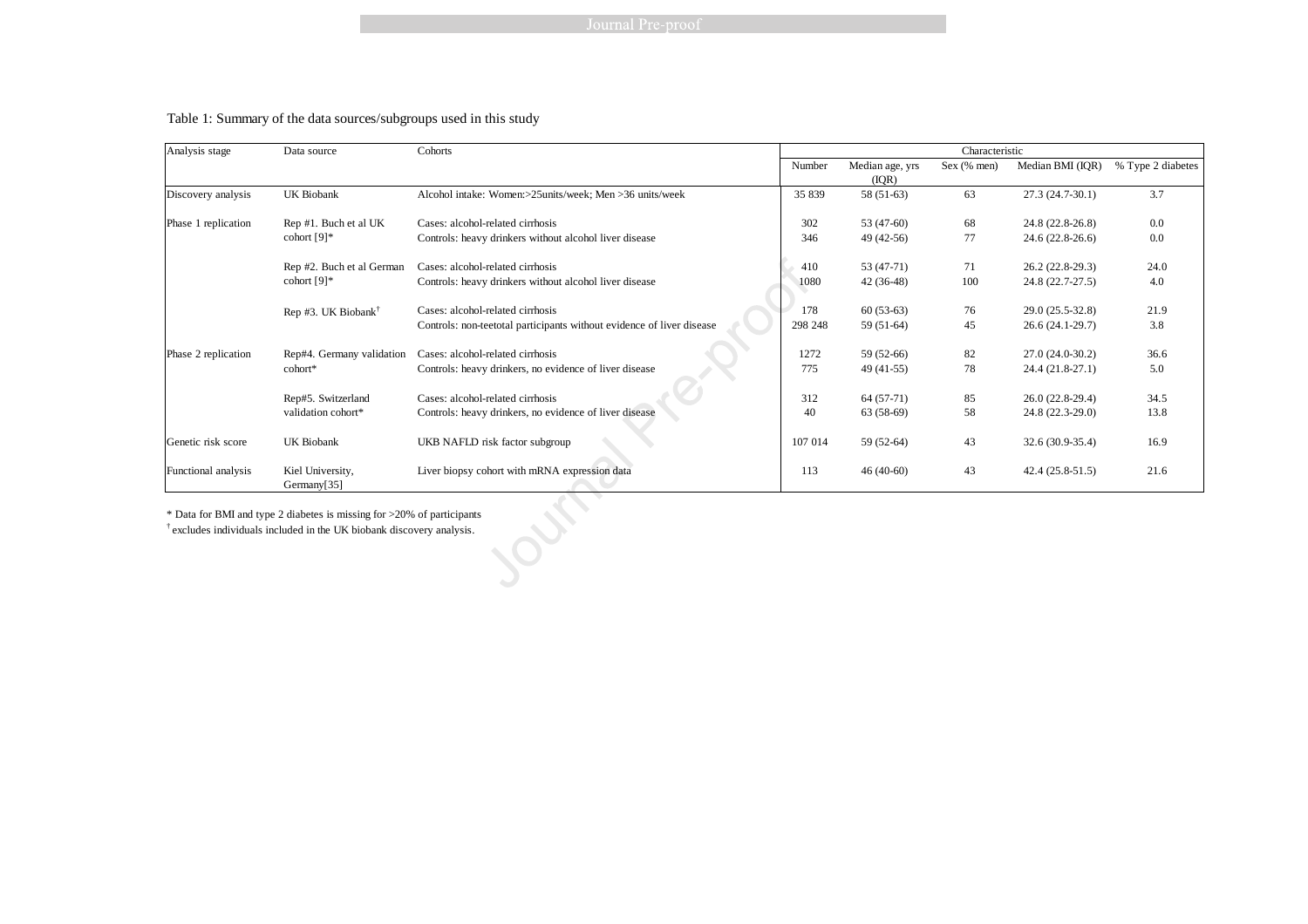Table 1: Summary of the data sources/subgroups used in this study

| Analysis stage | Data source | Cohorts | Characteristic | | | | |
|---|---|---|---|---|---|---|---|
| | | | Number | Median age, yrs (IQR) | Sex (% men) | Median BMI (IQR) | % Type 2 diabetes |
| Discovery analysis | UK Biobank | Alcohol intake: Women:>25units/week; Men >36 units/week | 35 839 | 58 (51-63) | 63 | 27.3 (24.7-30.1) | 3.7 |
| Phase 1 replication | Rep #1. Buch et al UK cohort [9]* | Cases: alcohol-related cirrhosis | 302 | 53 (47-60) | 68 | 24.8 (22.8-26.8) | 0.0 |
| | | Controls: heavy drinkers without alcohol liver disease | 346 | 49 (42-56) | 77 | 24.6 (22.8-26.6) | 0.0 |
| | Rep #2. Buch et al German cohort [9]* | Cases: alcohol-related cirrhosis | 410 | 53 (47-71) | 71 | 26.2 (22.8-29.3) | 24.0 |
| | | Controls: heavy drinkers without alcohol liver disease | 1080 | 42 (36-48) | 100 | 24.8 (22.7-27.5) | 4.0 |
| | Rep #3. UK Biobank† | Cases: alcohol-related cirrhosis | 178 | 60 (53-63) | 76 | 29.0 (25.5-32.8) | 21.9 |
| | | Controls: non-teetotal participants without evidence of liver disease | 298 248 | 59 (51-64) | 45 | 26.6 (24.1-29.7) | 3.8 |
| Phase 2 replication | Rep#4. Germany validation cohort* | Cases: alcohol-related cirrhosis | 1272 | 59 (52-66) | 82 | 27.0 (24.0-30.2) | 36.6 |
| | | Controls: heavy drinkers, no evidence of liver disease | 775 | 49 (41-55) | 78 | 24.4 (21.8-27.1) | 5.0 |
| | Rep#5. Switzerland validation cohort* | Cases: alcohol-related cirrhosis | 312 | 64 (57-71) | 85 | 26.0 (22.8-29.4) | 34.5 |
| | | Controls: heavy drinkers, no evidence of liver disease | 40 | 63 (58-69) | 58 | 24.8 (22.3-29.0) | 13.8 |
| Genetic risk score | UK Biobank | UKB NAFLD risk factor subgroup | 107 014 | 59 (52-64) | 43 | 32.6 (30.9-35.4) | 16.9 |
| Functional analysis | Kiel University, Germany[35] | Liver biopsy cohort with mRNA expression data | 113 | 46 (40-60) | 43 | 42.4 (25.8-51.5) | 21.6 |

* Data for BMI and type 2 diabetes is missing for >20% of participants

† excludes individuals included in the UK biobank discovery analysis.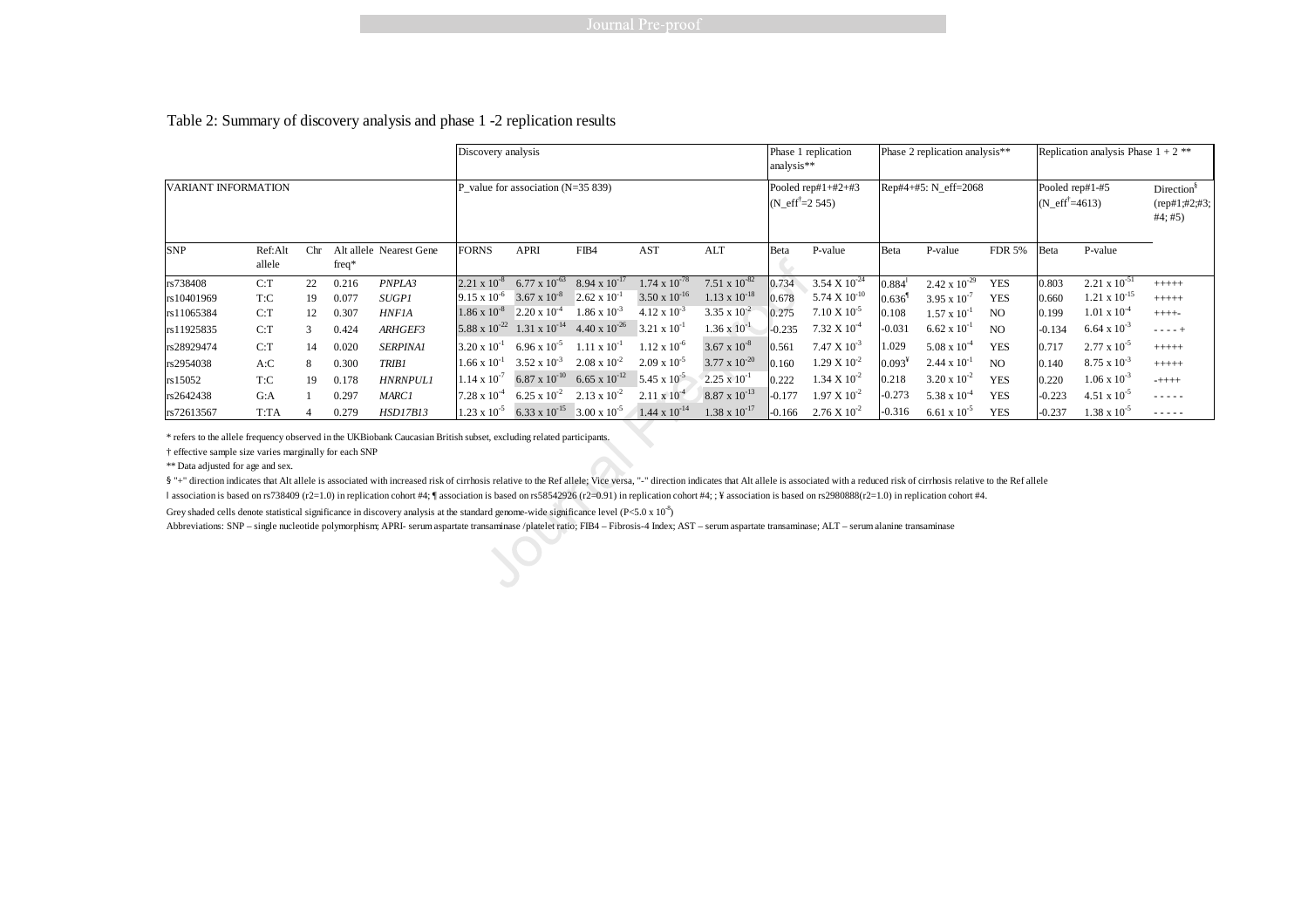Table 2: Summary of discovery analysis and phase 1 -2 replication results

| | | | | | Discovery analysis | | | | | Phase 1 replication analysis** | | Phase 2 replication analysis** | | | Replication analysis Phase 1 + 2 ** | | |
|---|---|---|---|---|---|---|---|---|---|---|---|---|---|---|---|---|---|
| VARIANT INFORMATION | | | | | P_value for association (N=35 839) | | | | | Pooled rep#1+#2+#3 (N_eff[†]=2 545) | | Rep#4+#5: N_eff=2068 | | | Pooled rep#1-#5 (N_eff[†]=4613) | | Direction[§] (rep#1;#2;#3; #4; #5) |
| SNP | Ref:Alt allele | Chr | Alt allele freq* | Nearest Gene | FORNS | APRI | FIB4 | AST | ALT | Beta | P-value | Beta | P-value | FDR 5% | Beta | P-value | |
| rs738408 | C:T | 22 | 0.216 | *PNPLA3* | $2.21 \times 10^{-8}$ | $6.77 \times 10^{-63}$ | $8.94 \times 10^{-17}$ | $1.74 \times 10^{-78}$ | $7.51 \times 10^{-82}$ | 0.734 | $3.54 \times 10^{-24}$ | 0.884[ǀ] | $2.42 \times 10^{-29}$ | YES | 0.803 | $2.21 \times 10^{-51}$ | +++++ |
| rs10401969 | T:C | 19 | 0.077 | *SUGP1* | $9.15 \times 10^{-6}$ | $3.67 \times 10^{-8}$ | $2.62 \times 10^{-1}$ | $3.50 \times 10^{-16}$ | $1.13 \times 10^{-18}$ | 0.678 | $5.74 \times 10^{-10}$ | 0.636[¶] | $3.95 \times 10^{-7}$ | YES | 0.660 | $1.21 \times 10^{-15}$ | +++++ |
| rs11065384 | C:T | 12 | 0.307 | *HNF1A* | $1.86 \times 10^{-8}$ | $2.20 \times 10^{-4}$ | $1.86 \times 10^{-3}$ | $4.12 \times 10^{-3}$ | $3.35 \times 10^{-2}$ | 0.275 | $7.10 \times 10^{-5}$ | 0.108 | $1.57 \times 10^{-1}$ | NO | 0.199 | $1.01 \times 10^{-4}$ | ++++- |
| rs11925835 | C:T | 3 | 0.424 | *ARHGEF3* | $5.88 \times 10^{-22}$ | $1.31 \times 10^{-14}$ | $4.40 \times 10^{-26}$ | $3.21 \times 10^{-1}$ | $1.36 \times 10^{-1}$ | -0.235 | $7.32 \times 10^{-4}$ | -0.031 | $6.62 \times 10^{-1}$ | NO | -0.134 | $6.64 \times 10^{-3}$ | - - - - + |
| rs28929474 | C:T | 14 | 0.020 | *SERPINA1* | $3.20 \times 10^{-1}$ | $6.96 \times 10^{-5}$ | $1.11 \times 10^{-1}$ | $1.12 \times 10^{-6}$ | $3.67 \times 10^{-8}$ | 0.561 | $7.47 \times 10^{-3}$ | 1.029 | $5.08 \times 10^{-4}$ | YES | 0.717 | $2.77 \times 10^{-5}$ | +++++ |
| rs2954038 | A:C | 8 | 0.300 | *TRIB1* | $1.66 \times 10^{-1}$ | $3.52 \times 10^{-3}$ | $2.08 \times 10^{-2}$ | $2.09 \times 10^{-5}$ | $3.77 \times 10^{-20}$ | 0.160 | $1.29 \times 10^{-2}$ | 0.093[¥] | $2.44 \times 10^{-1}$ | NO | 0.140 | $8.75 \times 10^{-3}$ | +++++ |
| rs15052 | T:C | 19 | 0.178 | *HNRNPUL1* | $1.14 \times 10^{-7}$ | $6.87 \times 10^{-10}$ | $6.65 \times 10^{-12}$ | $5.45 \times 10^{-5}$ | $2.25 \times 10^{-1}$ | 0.222 | $1.34 \times 10^{-2}$ | 0.218 | $3.20 \times 10^{-2}$ | YES | 0.220 | $1.06 \times 10^{-3}$ | -++++ |
| rs2642438 | G:A | 1 | 0.297 | *MARC1* | $7.28 \times 10^{-4}$ | $6.25 \times 10^{-2}$ | $2.13 \times 10^{-2}$ | $2.11 \times 10^{-4}$ | $8.87 \times 10^{-13}$ | -0.177 | $1.97 \times 10^{-2}$ | -0.273 | $5.38 \times 10^{-4}$ | YES | -0.223 | $4.51 \times 10^{-5}$ | - - - - - |
| rs72613567 | T:TA | 4 | 0.279 | *HSD17B13* | $1.23 \times 10^{-5}$ | $6.33 \times 10^{-15}$ | $3.00 \times 10^{-5}$ | $1.44 \times 10^{-14}$ | $1.38 \times 10^{-17}$ | -0.166 | $2.76 \times 10^{-2}$ | -0.316 | $6.61 \times 10^{-5}$ | YES | -0.237 | $1.38 \times 10^{-5}$ | - - - - - |

\* refers to the allele frequency observed in the UKBiobank Caucasian British subset, excluding related participants.

† effective sample size varies marginally for each SNP

** Data adjusted for age and sex.

§ "+" direction indicates that Alt allele is associated with increased risk of cirrhosis relative to the Ref allele; Vice versa, "-" direction indicates that Alt allele is associated with a reduced risk of cirrhosis relative to the Ref allele

ǀ association is based on rs738409 ($r^2$=1.0) in replication cohort #4; ¶ association is based on rs58542926 ($r^2$=0.91) in replication cohort #4; ; ¥ association is based on rs2980888($r^2$=1.0) in replication cohort #4.

Grey shaded cells denote statistical significance in discovery analysis at the standard genome-wide significance level ($P<5.0 \times 10^{-8}$)

Abbreviations: SNP – single nucleotide polymorphism; APRI- serum aspartate transaminase /platelet ratio; FIB4 – Fibrosis-4 Index; AST – serum aspartate transaminase; ALT – serum alanine transaminase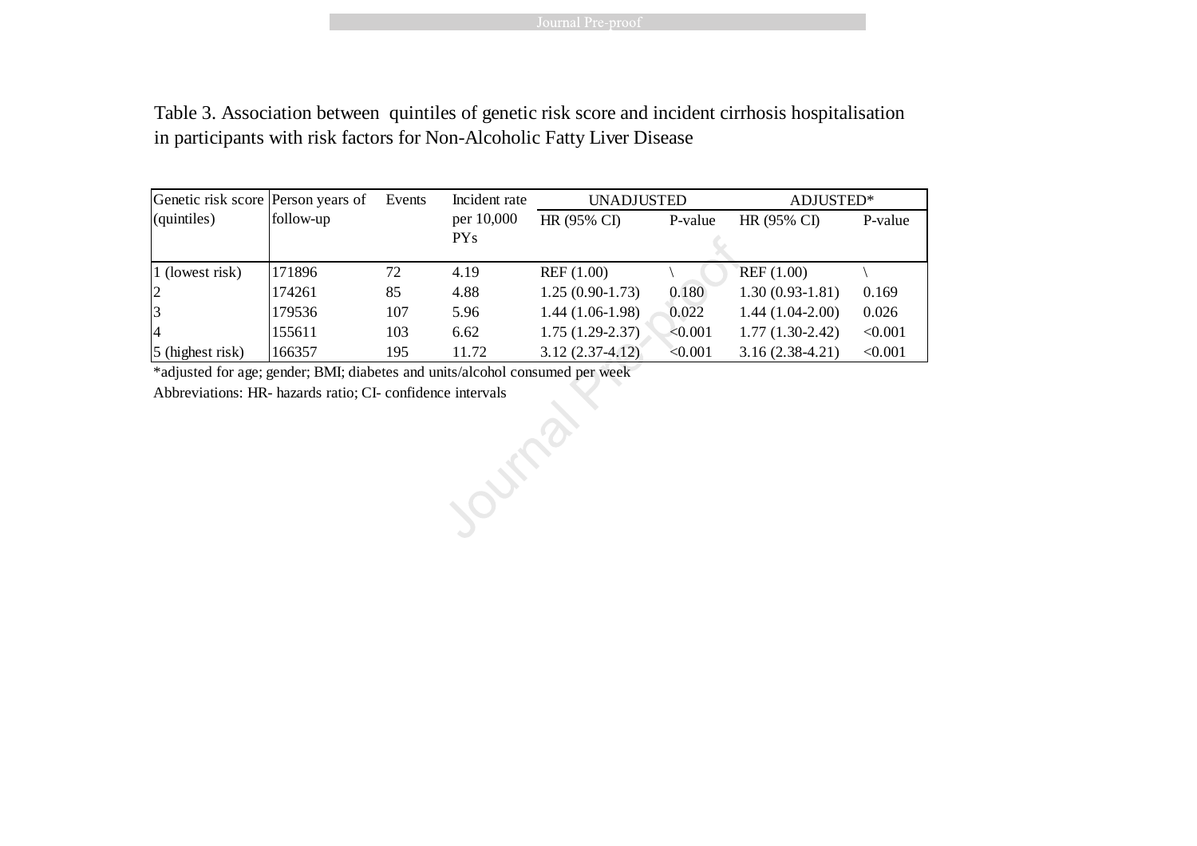Table 3. Association between quintiles of genetic risk score and incident cirrhosis hospitalisation in participants with risk factors for Non-Alcoholic Fatty Liver Disease

| Genetic risk score (quintiles) | Person years of follow-up | Events | Incident rate per 10,000 PYs | UNADJUSTED | | ADJUSTED* | |
|---|---|---|---|---|---|---|---|
| | | | | HR (95% CI) | P-value | HR (95% CI) | P-value |
| 1 (lowest risk) | 171896 | 72 | 4.19 | REF (1.00) | \ | REF (1.00) | \ |
| 2 | 174261 | 85 | 4.88 | 1.25 (0.90-1.73) | 0.180 | 1.30 (0.93-1.81) | 0.169 |
| 3 | 179536 | 107 | 5.96 | 1.44 (1.06-1.98) | 0.022 | 1.44 (1.04-2.00) | 0.026 |
| 4 | 155611 | 103 | 6.62 | 1.75 (1.29-2.37) | <0.001 | 1.77 (1.30-2.42) | <0.001 |
| 5 (highest risk) | 166357 | 195 | 11.72 | 3.12 (2.37-4.12) | <0.001 | 3.16 (2.38-4.21) | <0.001 |

*adjusted for age; gender; BMI; diabetes and units/alcohol consumed per week

Abbreviations: HR- hazards ratio; CI- confidence intervals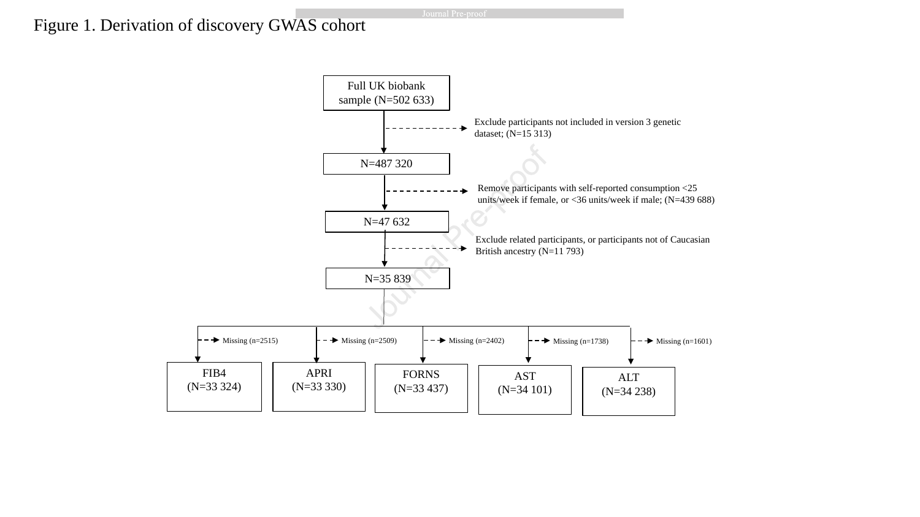# Figure 1. Derivation of discovery GWAS cohort

Full UK biobank sample (N=502 633)

→ Exclude participants not included in version 3 genetic dataset; (N=15 313)

N=487 320

→ Remove participants with self-reported consumption <25 units/week if female, or <36 units/week if male; (N=439 688)

N=47 632

→ Exclude related participants, or participants not of Caucasian British ancestry (N=11 793)

N=35 839

| Missing | Outcome |
| --- | --- |
| Missing (n=2515) | FIB4 (N=33 324) |
| Missing (n=2509) | APRI (N=33 330) |
| Missing (n=2402) | FORNS (N=33 437) |
| Missing (n=1738) | AST (N=34 101) |
| Missing (n=1601) | ALT (N=34 238) |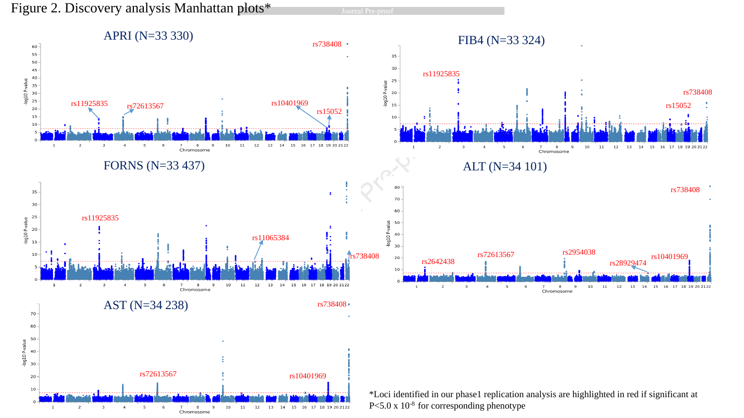Figure 2. Discovery analysis Manhattan plots*

*Loci identified in our phase1 replication analysis are highlighted in red if significant at P<5.0 x $10^{-8}$ for corresponding phenotype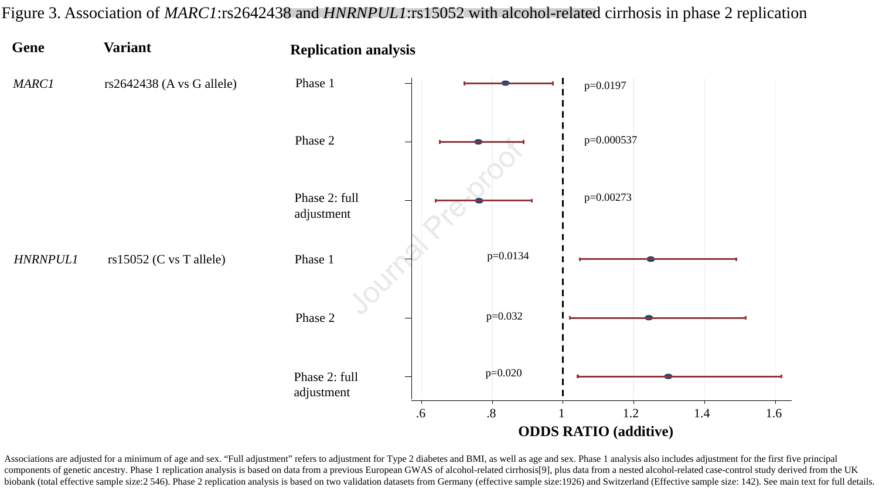Figure 3. Association of *MARC1*:rs2642438 and *HNRNPUL1*:rs15052 with alcohol-related cirrhosis in phase 2 replication

| Gene | Variant | Replication analysis | p |
| --- | --- | --- | --- |
| *MARC1* | rs2642438 (A vs G allele) | Phase 1 | p=0.0197 |
| | | Phase 2 | p=0.000537 |
| | | Phase 2: full adjustment | p=0.00273 |
| *HNRNPUL1* | rs15052 (C vs T allele) | Phase 1 | p=0.0134 |
| | | Phase 2 | p=0.032 |
| | | Phase 2: full adjustment | p=0.020 |

ODDS RATIO (additive)

Associations are adjusted for a minimum of age and sex. "Full adjustment" refers to adjustment for Type 2 diabetes and BMI, as well as age and sex. Phase 1 analysis also includes adjustment for the first five principal components of genetic ancestry. Phase 1 replication analysis is based on data from a previous European GWAS of alcohol-related cirrhosis[9], plus data from a nested alcohol-related case-control study derived from the UK biobank (total effective sample size:2 546). Phase 2 replication analysis is based on two validation datasets from Germany (effective sample size:1926) and Switzerland (Effective sample size: 142). See main text for full details.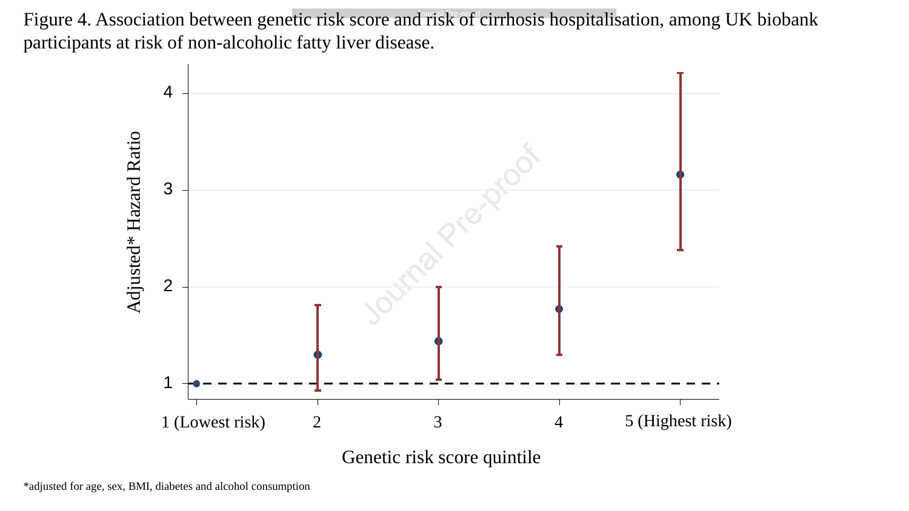Figure 4. Association between genetic risk score and risk of cirrhosis hospitalisation, among UK biobank participants at risk of non-alcoholic fatty liver disease.

*adjusted for age, sex, BMI, diabetes and alcohol consumption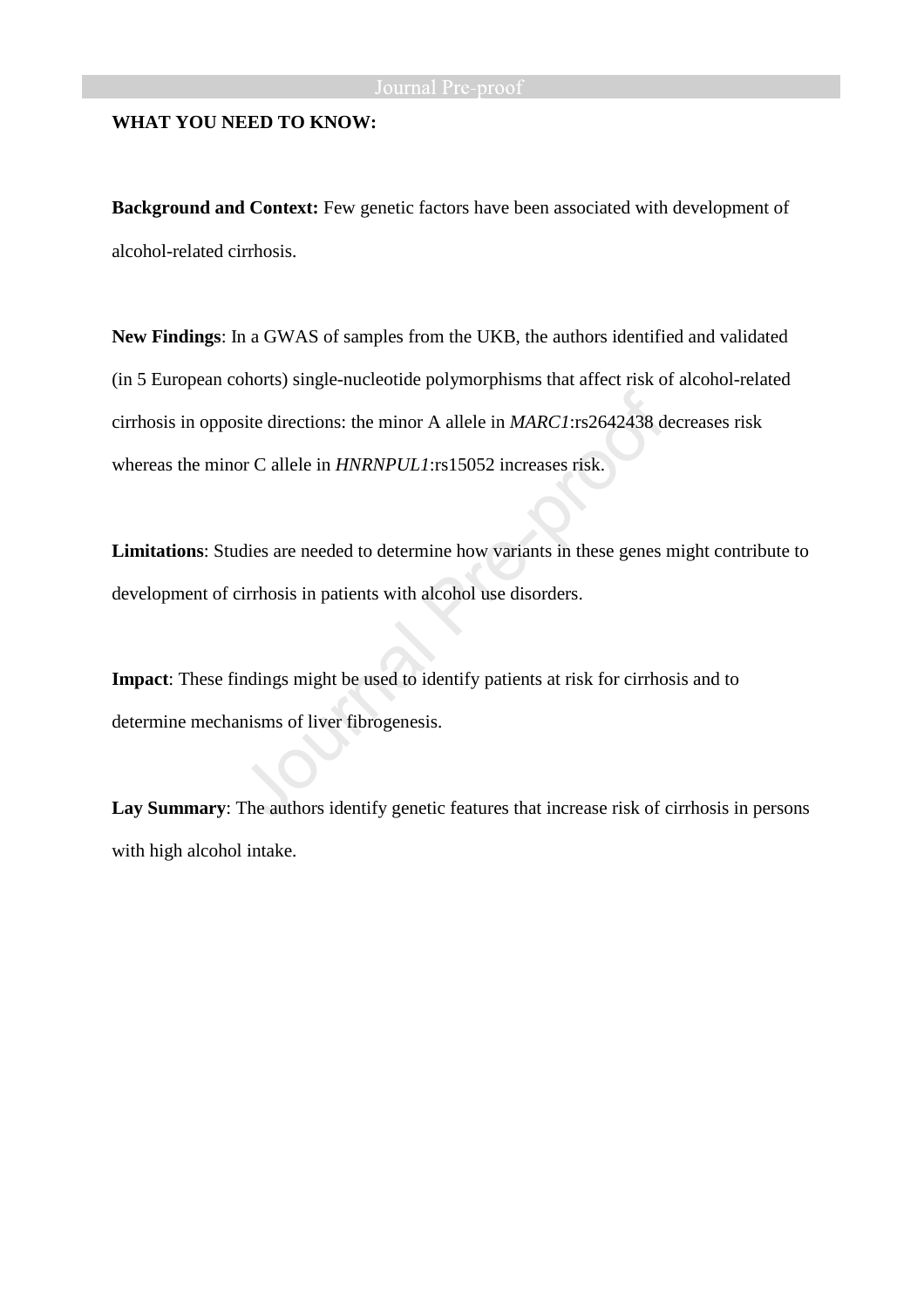**WHAT YOU NEED TO KNOW:**

**Background and Context:** Few genetic factors have been associated with development of alcohol-related cirrhosis.

**New Findings**: In a GWAS of samples from the UKB, the authors identified and validated (in 5 European cohorts) single-nucleotide polymorphisms that affect risk of alcohol-related cirrhosis in opposite directions: the minor A allele in *MARC1*:rs2642438 decreases risk whereas the minor C allele in *HNRNPUL1*:rs15052 increases risk.

**Limitations**: Studies are needed to determine how variants in these genes might contribute to development of cirrhosis in patients with alcohol use disorders.

**Impact**: These findings might be used to identify patients at risk for cirrhosis and to determine mechanisms of liver fibrogenesis.

**Lay Summary**: The authors identify genetic features that increase risk of cirrhosis in persons with high alcohol intake.